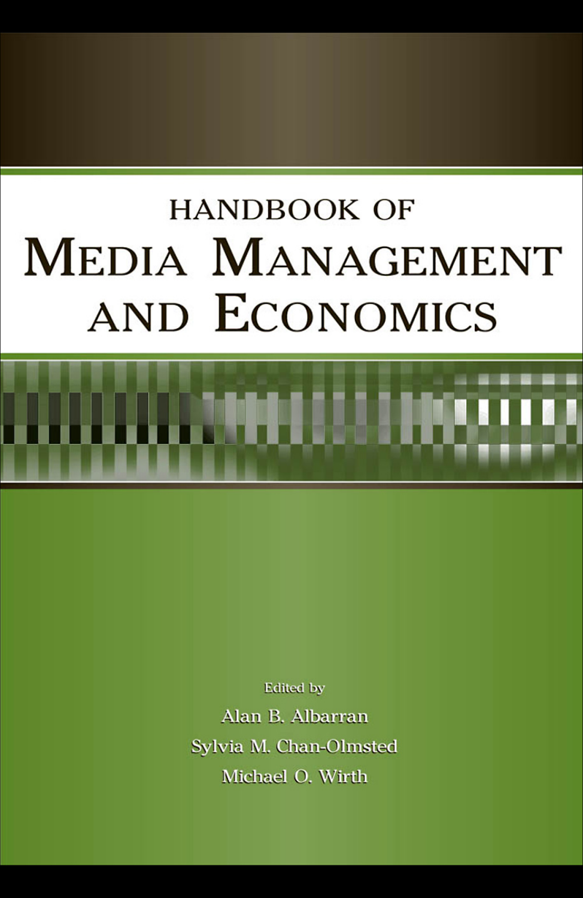# HANDBOOK OF MEDIA MANAGEMENT AND ECONOMICS

Edited by

Alan B. Albarran

Sylvia M. Chan-Olmsted

Michael O. Wirth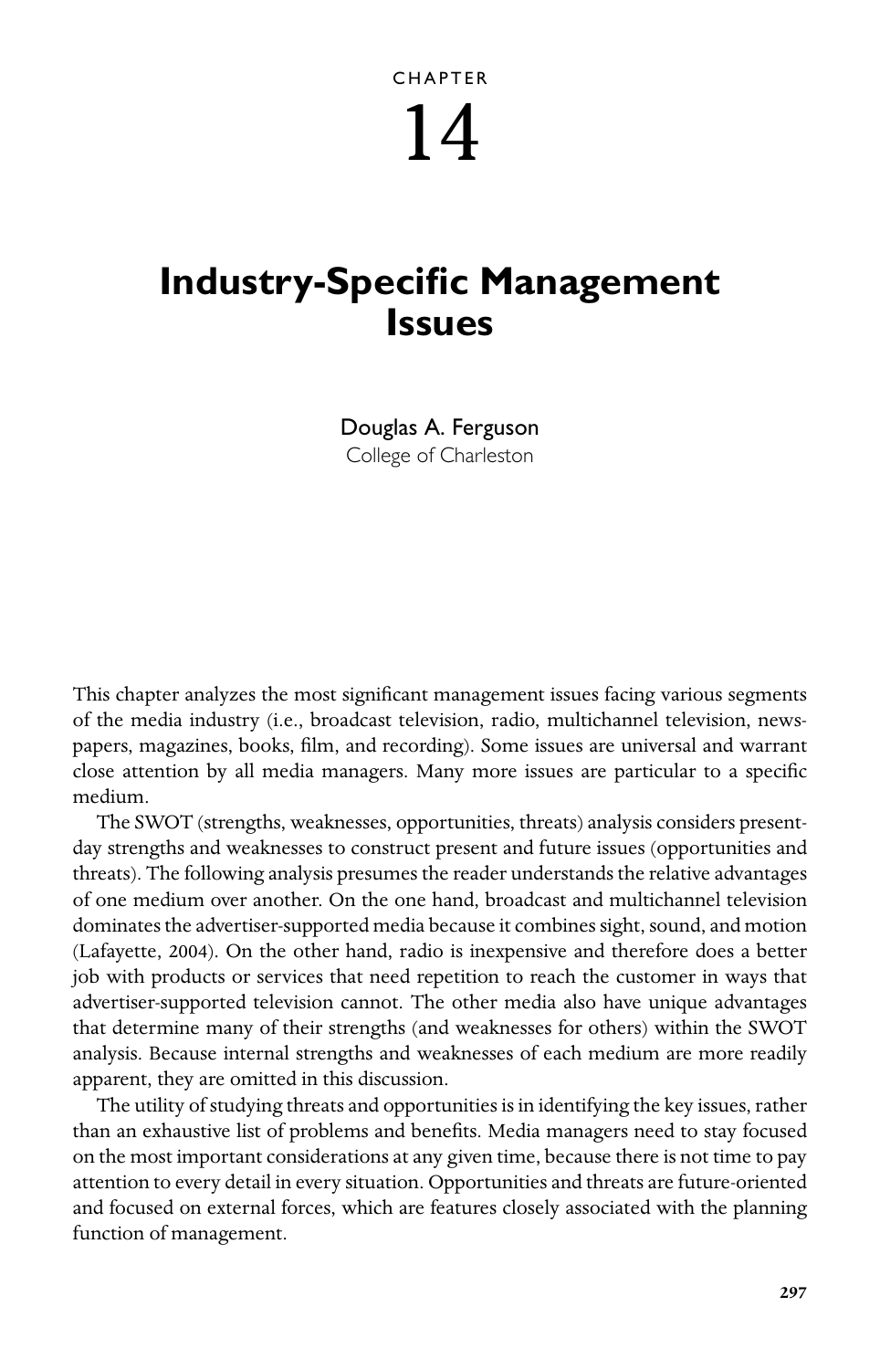CHAPTER

# 14

# Industry-Specific Management Issues

Douglas A. Ferguson
College of Charleston

This chapter analyzes the most significant management issues facing various segments of the media industry (i.e., broadcast television, radio, multichannel television, newspapers, magazines, books, film, and recording). Some issues are universal and warrant close attention by all media managers. Many more issues are particular to a specific medium.

The SWOT (strengths, weaknesses, opportunities, threats) analysis considers present-day strengths and weaknesses to construct present and future issues (opportunities and threats). The following analysis presumes the reader understands the relative advantages of one medium over another. On the one hand, broadcast and multichannel television dominates the advertiser-supported media because it combines sight, sound, and motion (Lafayette, 2004). On the other hand, radio is inexpensive and therefore does a better job with products or services that need repetition to reach the customer in ways that advertiser-supported television cannot. The other media also have unique advantages that determine many of their strengths (and weaknesses for others) within the SWOT analysis. Because internal strengths and weaknesses of each medium are more readily apparent, they are omitted in this discussion.

The utility of studying threats and opportunities is in identifying the key issues, rather than an exhaustive list of problems and benefits. Media managers need to stay focused on the most important considerations at any given time, because there is not time to pay attention to every detail in every situation. Opportunities and threats are future-oriented and focused on external forces, which are features closely associated with the planning function of management.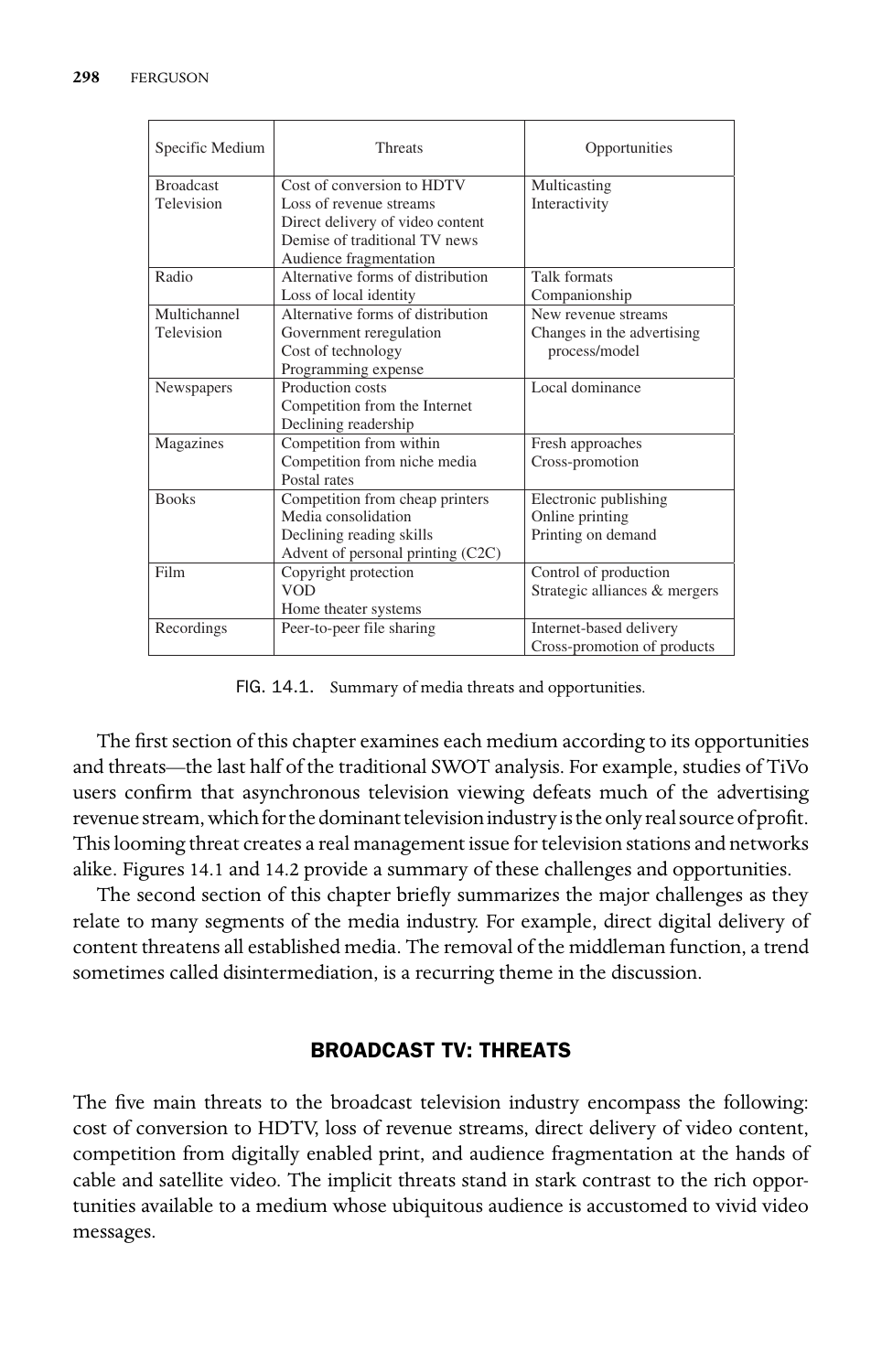| Specific Medium | Threats | Opportunities |
|---|---|---|
| Broadcast Television | Cost of conversion to HDTV<br>Loss of revenue streams<br>Direct delivery of video content<br>Demise of traditional TV news<br>Audience fragmentation | Multicasting<br>Interactivity |
| Radio | Alternative forms of distribution<br>Loss of local identity | Talk formats<br>Companionship |
| Multichannel Television | Alternative forms of distribution<br>Government reregulation<br>Cost of technology<br>Programming expense | New revenue streams<br>Changes in the advertising process/model |
| Newspapers | Production costs<br>Competition from the Internet<br>Declining readership | Local dominance |
| Magazines | Competition from within<br>Competition from niche media<br>Postal rates | Fresh approaches<br>Cross-promotion |
| Books | Competition from cheap printers<br>Media consolidation<br>Declining reading skills<br>Advent of personal printing (C2C) | Electronic publishing<br>Online printing<br>Printing on demand |
| Film | Copyright protection<br>VOD<br>Home theater systems | Control of production<br>Strategic alliances & mergers |
| Recordings | Peer-to-peer file sharing | Internet-based delivery<br>Cross-promotion of products |

FIG. 14.1. Summary of media threats and opportunities.

The first section of this chapter examines each medium according to its opportunities and threats—the last half of the traditional SWOT analysis. For example, studies of TiVo users confirm that asynchronous television viewing defeats much of the advertising revenue stream, which for the dominant television industry is the only real source of profit. This looming threat creates a real management issue for television stations and networks alike. Figures 14.1 and 14.2 provide a summary of these challenges and opportunities.

The second section of this chapter briefly summarizes the major challenges as they relate to many segments of the media industry. For example, direct digital delivery of content threatens all established media. The removal of the middleman function, a trend sometimes called disintermediation, is a recurring theme in the discussion.

## BROADCAST TV: THREATS

The five main threats to the broadcast television industry encompass the following: cost of conversion to HDTV, loss of revenue streams, direct delivery of video content, competition from digitally enabled print, and audience fragmentation at the hands of cable and satellite video. The implicit threats stand in stark contrast to the rich opportunities available to a medium whose ubiquitous audience is accustomed to vivid video messages.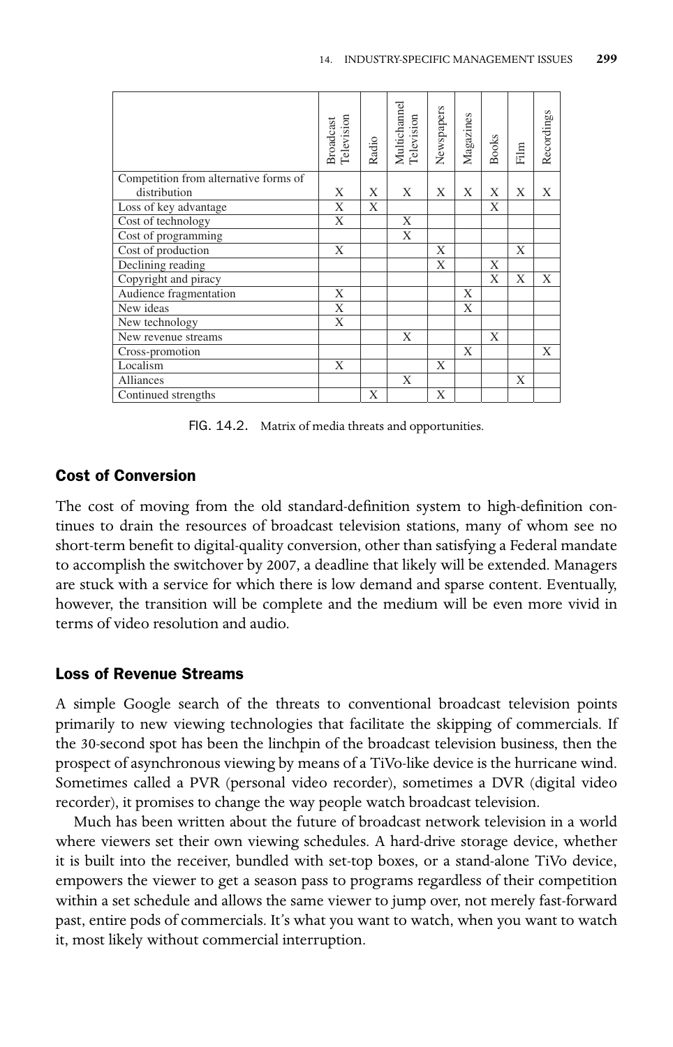| | Broadcast Television | Radio | Multichannel Television | Newspapers | Magazines | Books | Film | Recordings |
|---|---|---|---|---|---|---|---|---|
| Competition from alternative forms of distribution | X | X | X | X | X | X | X | X |
| Loss of key advantage | X | X | | | | X | | |
| Cost of technology | X | | X | | | | | |
| Cost of programming | | | X | | | | | |
| Cost of production | X | | | X | | | X | |
| Declining reading | | | | X | | X | | |
| Copyright and piracy | | | | | | X | X | X |
| Audience fragmentation | X | | | | X | | | |
| New ideas | X | | | | X | | | |
| New technology | X | | | | | | | |
| New revenue streams | | | X | | | X | | |
| Cross-promotion | | | | | X | | | X |
| Localism | X | | | X | | | | |
| Alliances | | | X | | | | X | |
| Continued strengths | | X | | X | | | | |

FIG. 14.2. Matrix of media threats and opportunities.

### Cost of Conversion

The cost of moving from the old standard-definition system to high-definition continues to drain the resources of broadcast television stations, many of whom see no short-term benefit to digital-quality conversion, other than satisfying a Federal mandate to accomplish the switchover by 2007, a deadline that likely will be extended. Managers are stuck with a service for which there is low demand and sparse content. Eventually, however, the transition will be complete and the medium will be even more vivid in terms of video resolution and audio.

### Loss of Revenue Streams

A simple Google search of the threats to conventional broadcast television points primarily to new viewing technologies that facilitate the skipping of commercials. If the 30-second spot has been the linchpin of the broadcast television business, then the prospect of asynchronous viewing by means of a TiVo-like device is the hurricane wind. Sometimes called a PVR (personal video recorder), sometimes a DVR (digital video recorder), it promises to change the way people watch broadcast television.

Much has been written about the future of broadcast network television in a world where viewers set their own viewing schedules. A hard-drive storage device, whether it is built into the receiver, bundled with set-top boxes, or a stand-alone TiVo device, empowers the viewer to get a season pass to programs regardless of their competition within a set schedule and allows the same viewer to jump over, not merely fast-forward past, entire pods of commercials. It's what you want to watch, when you want to watch it, most likely without commercial interruption.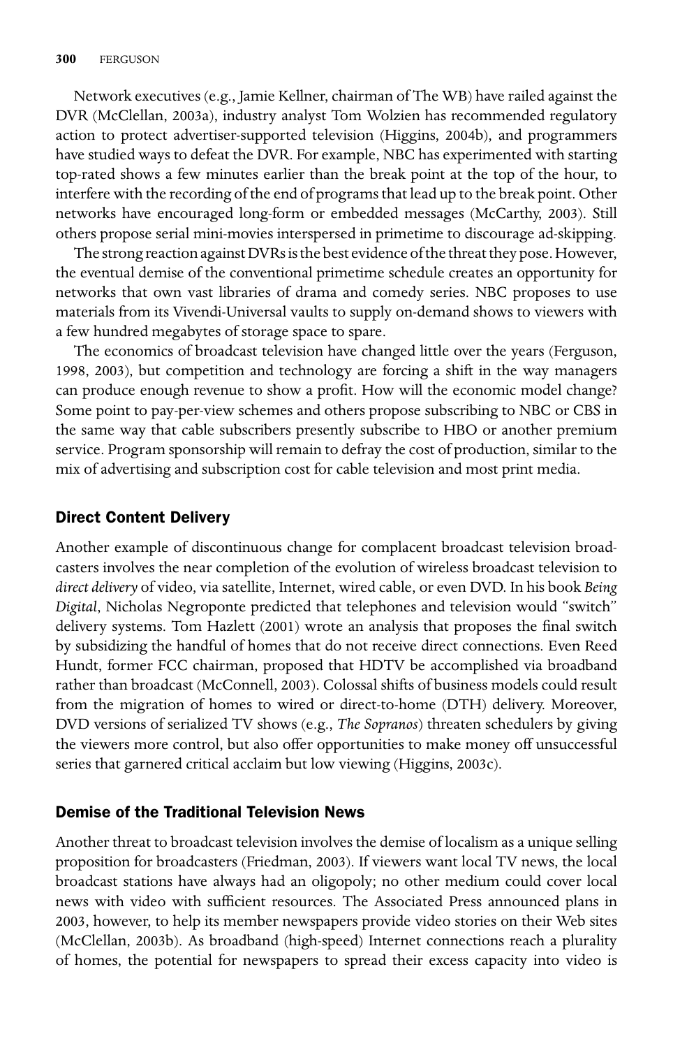Network executives (e.g., Jamie Kellner, chairman of The WB) have railed against the DVR (McClellan, 2003a), industry analyst Tom Wolzien has recommended regulatory action to protect advertiser-supported television (Higgins, 2004b), and programmers have studied ways to defeat the DVR. For example, NBC has experimented with starting top-rated shows a few minutes earlier than the break point at the top of the hour, to interfere with the recording of the end of programs that lead up to the break point. Other networks have encouraged long-form or embedded messages (McCarthy, 2003). Still others propose serial mini-movies interspersed in primetime to discourage ad-skipping.

The strong reaction against DVRs is the best evidence of the threat they pose. However, the eventual demise of the conventional primetime schedule creates an opportunity for networks that own vast libraries of drama and comedy series. NBC proposes to use materials from its Vivendi-Universal vaults to supply on-demand shows to viewers with a few hundred megabytes of storage space to spare.

The economics of broadcast television have changed little over the years (Ferguson, 1998, 2003), but competition and technology are forcing a shift in the way managers can produce enough revenue to show a profit. How will the economic model change? Some point to pay-per-view schemes and others propose subscribing to NBC or CBS in the same way that cable subscribers presently subscribe to HBO or another premium service. Program sponsorship will remain to defray the cost of production, similar to the mix of advertising and subscription cost for cable television and most print media.

### Direct Content Delivery

Another example of discontinuous change for complacent broadcast television broadcasters involves the near completion of the evolution of wireless broadcast television to *direct delivery* of video, via satellite, Internet, wired cable, or even DVD. In his book *Being Digital*, Nicholas Negroponte predicted that telephones and television would "switch" delivery systems. Tom Hazlett (2001) wrote an analysis that proposes the final switch by subsidizing the handful of homes that do not receive direct connections. Even Reed Hundt, former FCC chairman, proposed that HDTV be accomplished via broadband rather than broadcast (McConnell, 2003). Colossal shifts of business models could result from the migration of homes to wired or direct-to-home (DTH) delivery. Moreover, DVD versions of serialized TV shows (e.g., *The Sopranos*) threaten schedulers by giving the viewers more control, but also offer opportunities to make money off unsuccessful series that garnered critical acclaim but low viewing (Higgins, 2003c).

### Demise of the Traditional Television News

Another threat to broadcast television involves the demise of localism as a unique selling proposition for broadcasters (Friedman, 2003). If viewers want local TV news, the local broadcast stations have always had an oligopoly; no other medium could cover local news with video with sufficient resources. The Associated Press announced plans in 2003, however, to help its member newspapers provide video stories on their Web sites (McClellan, 2003b). As broadband (high-speed) Internet connections reach a plurality of homes, the potential for newspapers to spread their excess capacity into video is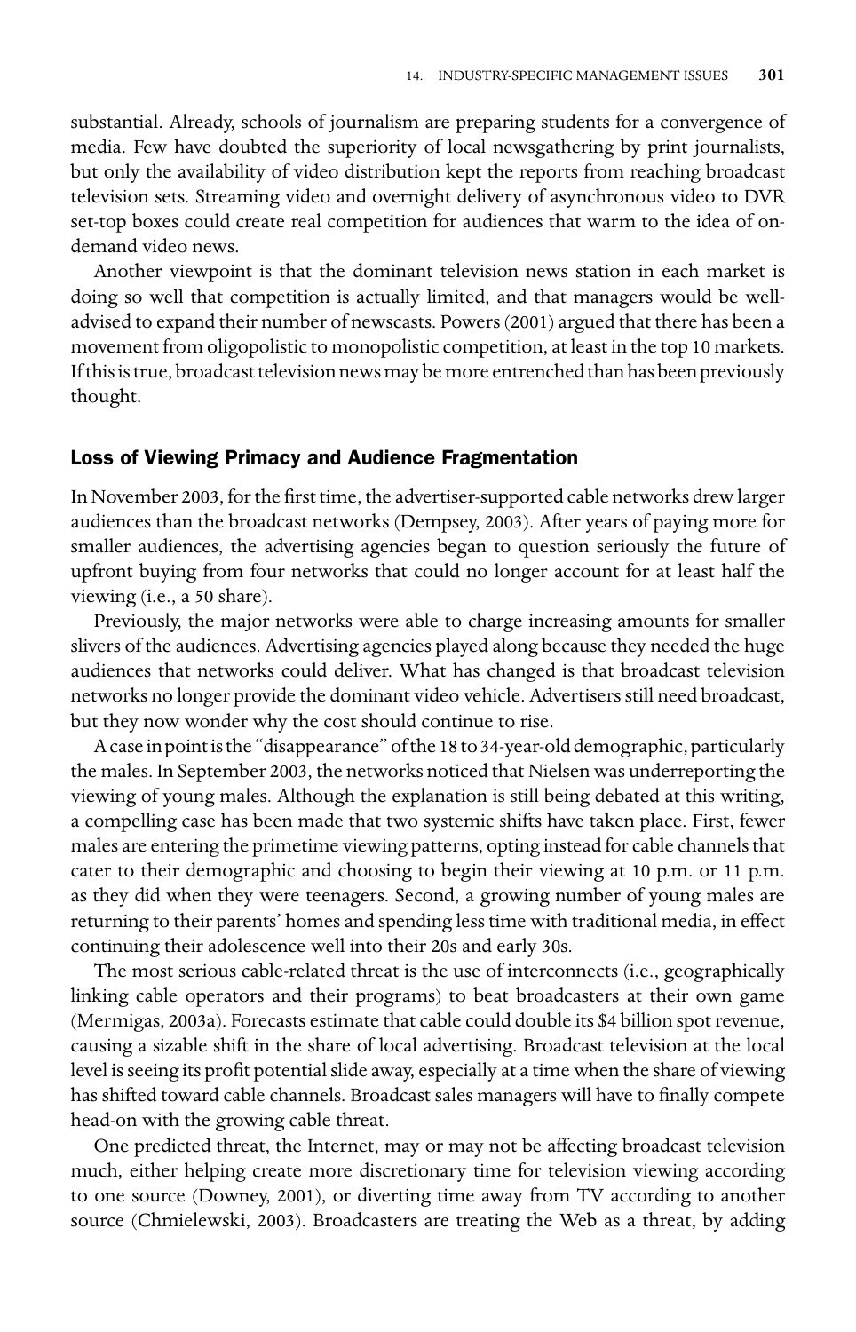substantial. Already, schools of journalism are preparing students for a convergence of media. Few have doubted the superiority of local newsgathering by print journalists, but only the availability of video distribution kept the reports from reaching broadcast television sets. Streaming video and overnight delivery of asynchronous video to DVR set-top boxes could create real competition for audiences that warm to the idea of on-demand video news.

Another viewpoint is that the dominant television news station in each market is doing so well that competition is actually limited, and that managers would be well-advised to expand their number of newscasts. Powers (2001) argued that there has been a movement from oligopolistic to monopolistic competition, at least in the top 10 markets. If this is true, broadcast television news may be more entrenched than has been previously thought.

### Loss of Viewing Primacy and Audience Fragmentation

In November 2003, for the first time, the advertiser-supported cable networks drew larger audiences than the broadcast networks (Dempsey, 2003). After years of paying more for smaller audiences, the advertising agencies began to question seriously the future of upfront buying from four networks that could no longer account for at least half the viewing (i.e., a 50 share).

Previously, the major networks were able to charge increasing amounts for smaller slivers of the audiences. Advertising agencies played along because they needed the huge audiences that networks could deliver. What has changed is that broadcast television networks no longer provide the dominant video vehicle. Advertisers still need broadcast, but they now wonder why the cost should continue to rise.

A case in point is the "disappearance" of the 18 to 34-year-old demographic, particularly the males. In September 2003, the networks noticed that Nielsen was underreporting the viewing of young males. Although the explanation is still being debated at this writing, a compelling case has been made that two systemic shifts have taken place. First, fewer males are entering the primetime viewing patterns, opting instead for cable channels that cater to their demographic and choosing to begin their viewing at 10 p.m. or 11 p.m. as they did when they were teenagers. Second, a growing number of young males are returning to their parents' homes and spending less time with traditional media, in effect continuing their adolescence well into their 20s and early 30s.

The most serious cable-related threat is the use of interconnects (i.e., geographically linking cable operators and their programs) to beat broadcasters at their own game (Mermigas, 2003a). Forecasts estimate that cable could double its $4 billion spot revenue, causing a sizable shift in the share of local advertising. Broadcast television at the local level is seeing its profit potential slide away, especially at a time when the share of viewing has shifted toward cable channels. Broadcast sales managers will have to finally compete head-on with the growing cable threat.

One predicted threat, the Internet, may or may not be affecting broadcast television much, either helping create more discretionary time for television viewing according to one source (Downey, 2001), or diverting time away from TV according to another source (Chmielewski, 2003). Broadcasters are treating the Web as a threat, by adding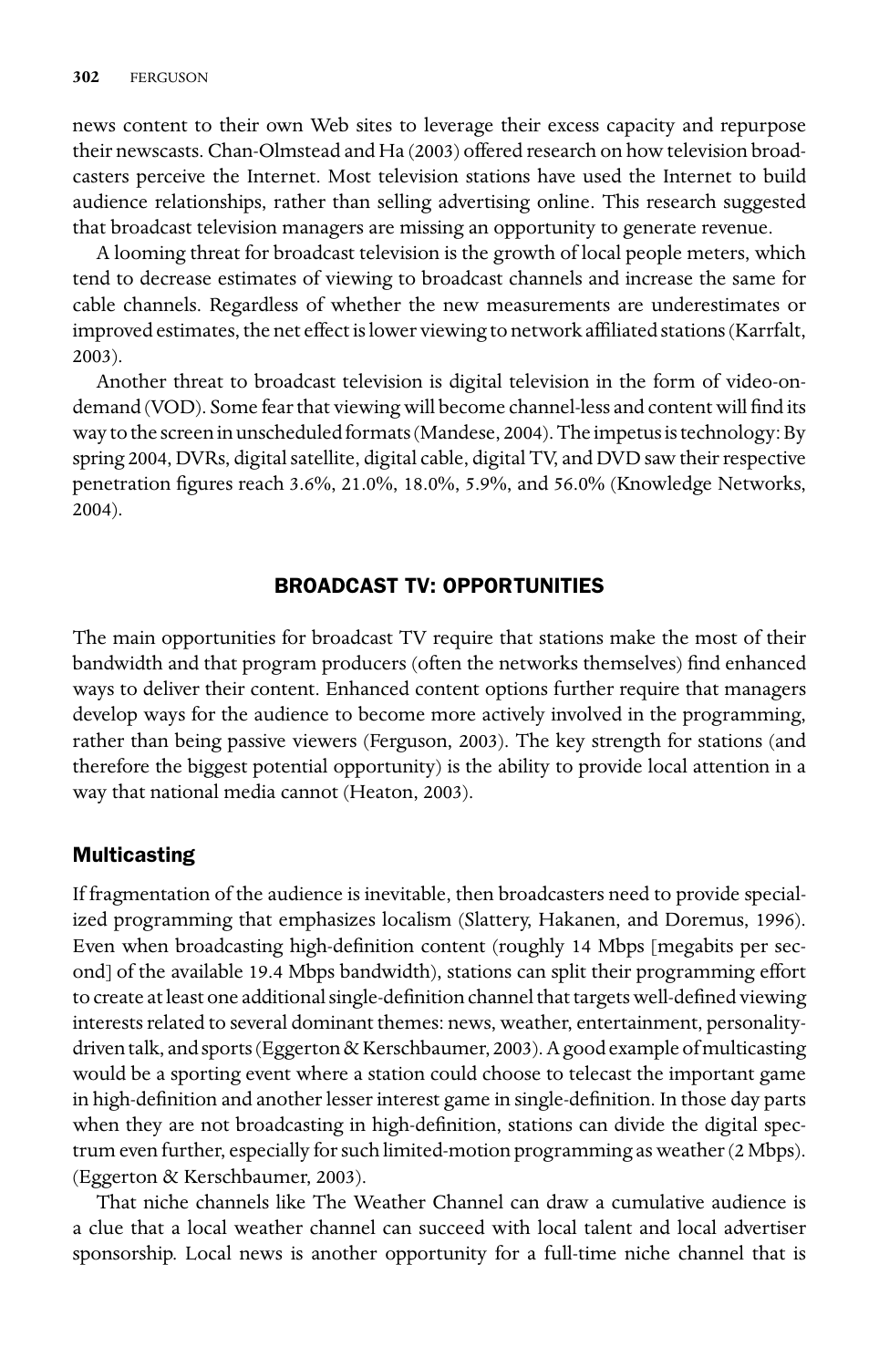news content to their own Web sites to leverage their excess capacity and repurpose their newscasts. Chan-Olmstead and Ha (2003) offered research on how television broadcasters perceive the Internet. Most television stations have used the Internet to build audience relationships, rather than selling advertising online. This research suggested that broadcast television managers are missing an opportunity to generate revenue.

A looming threat for broadcast television is the growth of local people meters, which tend to decrease estimates of viewing to broadcast channels and increase the same for cable channels. Regardless of whether the new measurements are underestimates or improved estimates, the net effect is lower viewing to network affiliated stations (Karrfalt, 2003).

Another threat to broadcast television is digital television in the form of video-on-demand (VOD). Some fear that viewing will become channel-less and content will find its way to the screen in unscheduled formats (Mandese, 2004). The impetus is technology: By spring 2004, DVRs, digital satellite, digital cable, digital TV, and DVD saw their respective penetration figures reach 3.6%, 21.0%, 18.0%, 5.9%, and 56.0% (Knowledge Networks, 2004).

## BROADCAST TV: OPPORTUNITIES

The main opportunities for broadcast TV require that stations make the most of their bandwidth and that program producers (often the networks themselves) find enhanced ways to deliver their content. Enhanced content options further require that managers develop ways for the audience to become more actively involved in the programming, rather than being passive viewers (Ferguson, 2003). The key strength for stations (and therefore the biggest potential opportunity) is the ability to provide local attention in a way that national media cannot (Heaton, 2003).

### Multicasting

If fragmentation of the audience is inevitable, then broadcasters need to provide specialized programming that emphasizes localism (Slattery, Hakanen, and Doremus, 1996). Even when broadcasting high-definition content (roughly 14 Mbps [megabits per second] of the available 19.4 Mbps bandwidth), stations can split their programming effort to create at least one additional single-definition channel that targets well-defined viewing interests related to several dominant themes: news, weather, entertainment, personality-driven talk, and sports (Eggerton & Kerschbaumer, 2003). A good example of multicasting would be a sporting event where a station could choose to telecast the important game in high-definition and another lesser interest game in single-definition. In those day parts when they are not broadcasting in high-definition, stations can divide the digital spectrum even further, especially for such limited-motion programming as weather (2 Mbps). (Eggerton & Kerschbaumer, 2003).

That niche channels like The Weather Channel can draw a cumulative audience is a clue that a local weather channel can succeed with local talent and local advertiser sponsorship. Local news is another opportunity for a full-time niche channel that is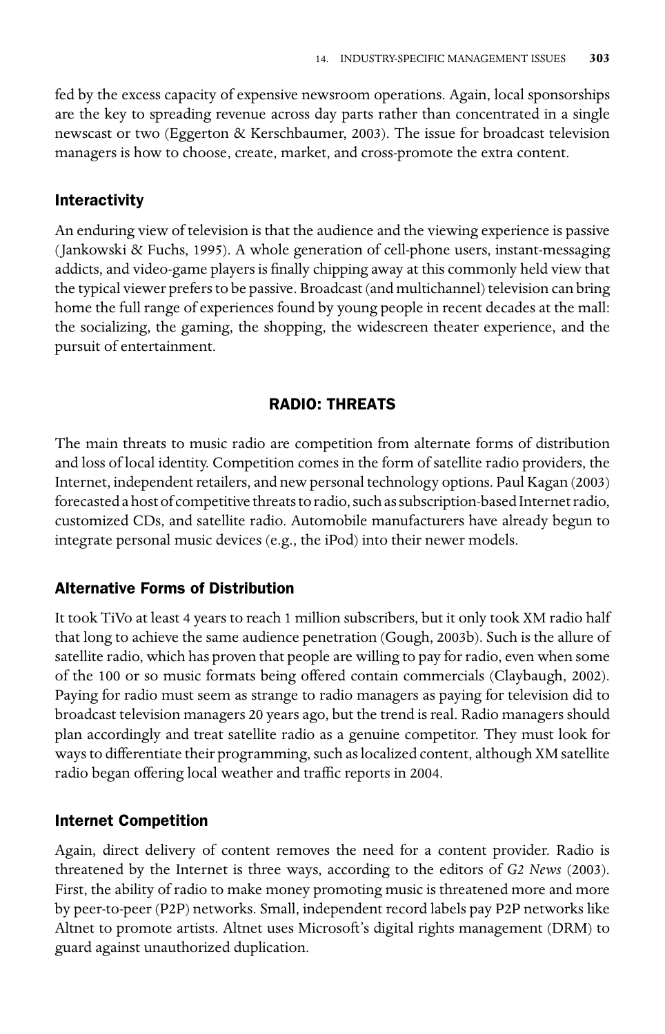fed by the excess capacity of expensive newsroom operations. Again, local sponsorships are the key to spreading revenue across day parts rather than concentrated in a single newscast or two (Eggerton & Kerschbaumer, 2003). The issue for broadcast television managers is how to choose, create, market, and cross-promote the extra content.

### Interactivity

An enduring view of television is that the audience and the viewing experience is passive (Jankowski & Fuchs, 1995). A whole generation of cell-phone users, instant-messaging addicts, and video-game players is finally chipping away at this commonly held view that the typical viewer prefers to be passive. Broadcast (and multichannel) television can bring home the full range of experiences found by young people in recent decades at the mall: the socializing, the gaming, the shopping, the widescreen theater experience, and the pursuit of entertainment.

## RADIO: THREATS

The main threats to music radio are competition from alternate forms of distribution and loss of local identity. Competition comes in the form of satellite radio providers, the Internet, independent retailers, and new personal technology options. Paul Kagan (2003) forecasted a host of competitive threats to radio, such as subscription-based Internet radio, customized CDs, and satellite radio. Automobile manufacturers have already begun to integrate personal music devices (e.g., the iPod) into their newer models.

### Alternative Forms of Distribution

It took TiVo at least 4 years to reach 1 million subscribers, but it only took XM radio half that long to achieve the same audience penetration (Gough, 2003b). Such is the allure of satellite radio, which has proven that people are willing to pay for radio, even when some of the 100 or so music formats being offered contain commercials (Claybaugh, 2002). Paying for radio must seem as strange to radio managers as paying for television did to broadcast television managers 20 years ago, but the trend is real. Radio managers should plan accordingly and treat satellite radio as a genuine competitor. They must look for ways to differentiate their programming, such as localized content, although XM satellite radio began offering local weather and traffic reports in 2004.

### Internet Competition

Again, direct delivery of content removes the need for a content provider. Radio is threatened by the Internet is three ways, according to the editors of *G2 News* (2003). First, the ability of radio to make money promoting music is threatened more and more by peer-to-peer (P2P) networks. Small, independent record labels pay P2P networks like Altnet to promote artists. Altnet uses Microsoft's digital rights management (DRM) to guard against unauthorized duplication.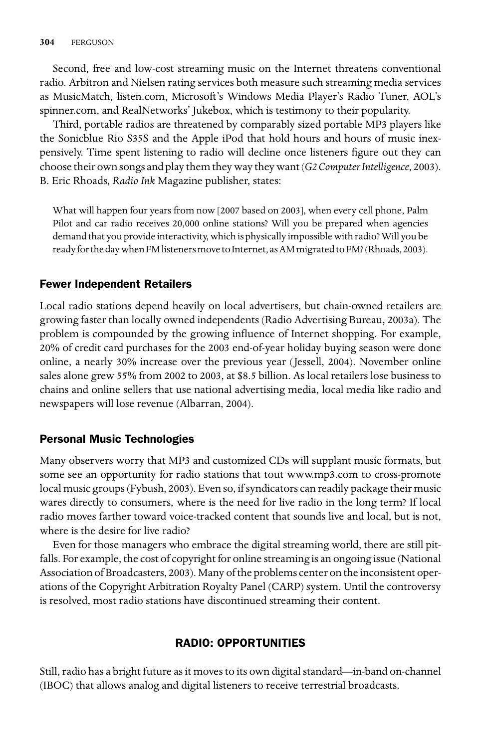Second, free and low-cost streaming music on the Internet threatens conventional radio. Arbitron and Nielsen rating services both measure such streaming media services as MusicMatch, listen.com, Microsoft's Windows Media Player's Radio Tuner, AOL's spinner.com, and RealNetworks' Jukebox, which is testimony to their popularity.

Third, portable radios are threatened by comparably sized portable MP3 players like the Sonicblue Rio S35S and the Apple iPod that hold hours and hours of music inexpensively. Time spent listening to radio will decline once listeners figure out they can choose their own songs and play them they way they want (*G2 Computer Intelligence*, 2003). B. Eric Rhoads, *Radio Ink* Magazine publisher, states:

> What will happen four years from now [2007 based on 2003], when every cell phone, Palm Pilot and car radio receives 20,000 online stations? Will you be prepared when agencies demand that you provide interactivity, which is physically impossible with radio? Will you be ready for the day when FM listeners move to Internet, as AM migrated to FM? (Rhoads, 2003).

### Fewer Independent Retailers

Local radio stations depend heavily on local advertisers, but chain-owned retailers are growing faster than locally owned independents (Radio Advertising Bureau, 2003a). The problem is compounded by the growing influence of Internet shopping. For example, 20% of credit card purchases for the 2003 end-of-year holiday buying season were done online, a nearly 30% increase over the previous year (Jessell, 2004). November online sales alone grew 55% from 2002 to 2003, at $8.5 billion. As local retailers lose business to chains and online sellers that use national advertising media, local media like radio and newspapers will lose revenue (Albarran, 2004).

### Personal Music Technologies

Many observers worry that MP3 and customized CDs will supplant music formats, but some see an opportunity for radio stations that tout www.mp3.com to cross-promote local music groups (Fybush, 2003). Even so, if syndicators can readily package their music wares directly to consumers, where is the need for live radio in the long term? If local radio moves farther toward voice-tracked content that sounds live and local, but is not, where is the desire for live radio?

Even for those managers who embrace the digital streaming world, there are still pitfalls. For example, the cost of copyright for online streaming is an ongoing issue (National Association of Broadcasters, 2003). Many of the problems center on the inconsistent operations of the Copyright Arbitration Royalty Panel (CARP) system. Until the controversy is resolved, most radio stations have discontinued streaming their content.

## RADIO: OPPORTUNITIES

Still, radio has a bright future as it moves to its own digital standard—in-band on-channel (IBOC) that allows analog and digital listeners to receive terrestrial broadcasts.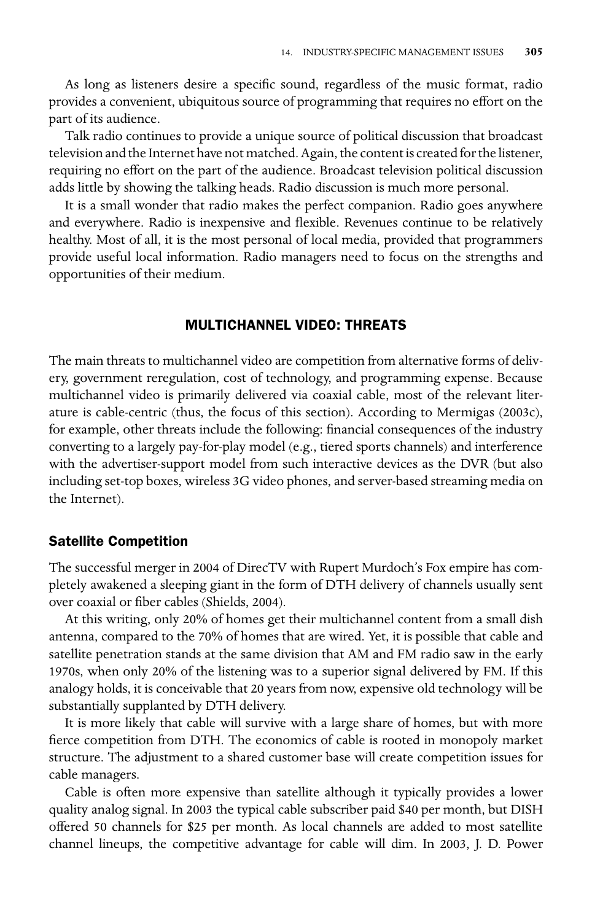As long as listeners desire a specific sound, regardless of the music format, radio provides a convenient, ubiquitous source of programming that requires no effort on the part of its audience.

Talk radio continues to provide a unique source of political discussion that broadcast television and the Internet have not matched. Again, the content is created for the listener, requiring no effort on the part of the audience. Broadcast television political discussion adds little by showing the talking heads. Radio discussion is much more personal.

It is a small wonder that radio makes the perfect companion. Radio goes anywhere and everywhere. Radio is inexpensive and flexible. Revenues continue to be relatively healthy. Most of all, it is the most personal of local media, provided that programmers provide useful local information. Radio managers need to focus on the strengths and opportunities of their medium.

## MULTICHANNEL VIDEO: THREATS

The main threats to multichannel video are competition from alternative forms of delivery, government reregulation, cost of technology, and programming expense. Because multichannel video is primarily delivered via coaxial cable, most of the relevant literature is cable-centric (thus, the focus of this section). According to Mermigas (2003c), for example, other threats include the following: financial consequences of the industry converting to a largely pay-for-play model (e.g., tiered sports channels) and interference with the advertiser-support model from such interactive devices as the DVR (but also including set-top boxes, wireless 3G video phones, and server-based streaming media on the Internet).

### Satellite Competition

The successful merger in 2004 of DirecTV with Rupert Murdoch's Fox empire has completely awakened a sleeping giant in the form of DTH delivery of channels usually sent over coaxial or fiber cables (Shields, 2004).

At this writing, only 20% of homes get their multichannel content from a small dish antenna, compared to the 70% of homes that are wired. Yet, it is possible that cable and satellite penetration stands at the same division that AM and FM radio saw in the early 1970s, when only 20% of the listening was to a superior signal delivered by FM. If this analogy holds, it is conceivable that 20 years from now, expensive old technology will be substantially supplanted by DTH delivery.

It is more likely that cable will survive with a large share of homes, but with more fierce competition from DTH. The economics of cable is rooted in monopoly market structure. The adjustment to a shared customer base will create competition issues for cable managers.

Cable is often more expensive than satellite although it typically provides a lower quality analog signal. In 2003 the typical cable subscriber paid $40 per month, but DISH offered 50 channels for $25 per month. As local channels are added to most satellite channel lineups, the competitive advantage for cable will dim. In 2003, J. D. Power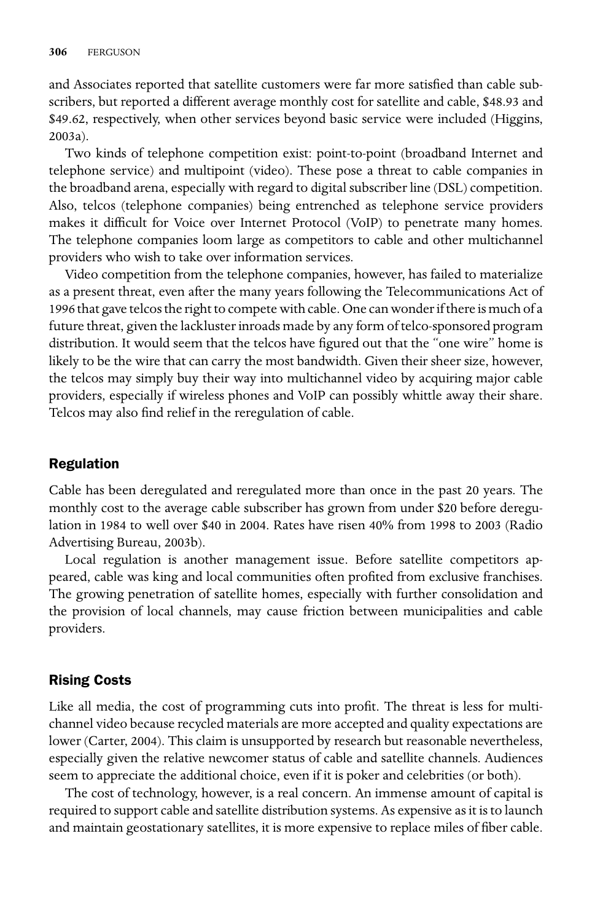and Associates reported that satellite customers were far more satisfied than cable subscribers, but reported a different average monthly cost for satellite and cable, $48.93 and $49.62, respectively, when other services beyond basic service were included (Higgins, 2003a).

Two kinds of telephone competition exist: point-to-point (broadband Internet and telephone service) and multipoint (video). These pose a threat to cable companies in the broadband arena, especially with regard to digital subscriber line (DSL) competition. Also, telcos (telephone companies) being entrenched as telephone service providers makes it difficult for Voice over Internet Protocol (VoIP) to penetrate many homes. The telephone companies loom large as competitors to cable and other multichannel providers who wish to take over information services.

Video competition from the telephone companies, however, has failed to materialize as a present threat, even after the many years following the Telecommunications Act of 1996 that gave telcos the right to compete with cable. One can wonder if there is much of a future threat, given the lackluster inroads made by any form of telco-sponsored program distribution. It would seem that the telcos have figured out that the "one wire" home is likely to be the wire that can carry the most bandwidth. Given their sheer size, however, the telcos may simply buy their way into multichannel video by acquiring major cable providers, especially if wireless phones and VoIP can possibly whittle away their share. Telcos may also find relief in the reregulation of cable.

## Regulation

Cable has been deregulated and reregulated more than once in the past 20 years. The monthly cost to the average cable subscriber has grown from under $20 before deregulation in 1984 to well over $40 in 2004. Rates have risen 40% from 1998 to 2003 (Radio Advertising Bureau, 2003b).

Local regulation is another management issue. Before satellite competitors appeared, cable was king and local communities often profited from exclusive franchises. The growing penetration of satellite homes, especially with further consolidation and the provision of local channels, may cause friction between municipalities and cable providers.

## Rising Costs

Like all media, the cost of programming cuts into profit. The threat is less for multichannel video because recycled materials are more accepted and quality expectations are lower (Carter, 2004). This claim is unsupported by research but reasonable nevertheless, especially given the relative newcomer status of cable and satellite channels. Audiences seem to appreciate the additional choice, even if it is poker and celebrities (or both).

The cost of technology, however, is a real concern. An immense amount of capital is required to support cable and satellite distribution systems. As expensive as it is to launch and maintain geostationary satellites, it is more expensive to replace miles of fiber cable.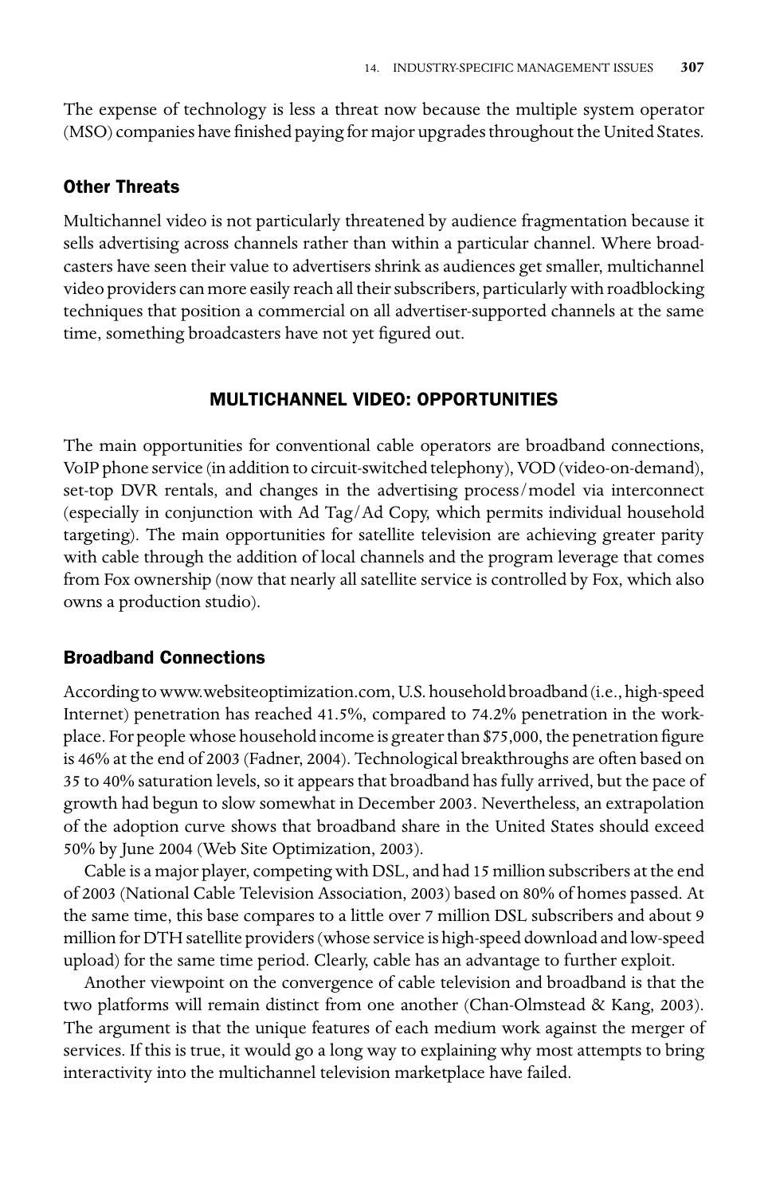The expense of technology is less a threat now because the multiple system operator (MSO) companies have finished paying for major upgrades throughout the United States.

### Other Threats

Multichannel video is not particularly threatened by audience fragmentation because it sells advertising across channels rather than within a particular channel. Where broadcasters have seen their value to advertisers shrink as audiences get smaller, multichannel video providers can more easily reach all their subscribers, particularly with roadblocking techniques that position a commercial on all advertiser-supported channels at the same time, something broadcasters have not yet figured out.

## MULTICHANNEL VIDEO: OPPORTUNITIES

The main opportunities for conventional cable operators are broadband connections, VoIP phone service (in addition to circuit-switched telephony), VOD (video-on-demand), set-top DVR rentals, and changes in the advertising process/model via interconnect (especially in conjunction with Ad Tag/Ad Copy, which permits individual household targeting). The main opportunities for satellite television are achieving greater parity with cable through the addition of local channels and the program leverage that comes from Fox ownership (now that nearly all satellite service is controlled by Fox, which also owns a production studio).

### Broadband Connections

According to www.websiteoptimization.com, U.S. household broadband (i.e., high-speed Internet) penetration has reached 41.5%, compared to 74.2% penetration in the workplace. For people whose household income is greater than $75,000, the penetration figure is 46% at the end of 2003 (Fadner, 2004). Technological breakthroughs are often based on 35 to 40% saturation levels, so it appears that broadband has fully arrived, but the pace of growth had begun to slow somewhat in December 2003. Nevertheless, an extrapolation of the adoption curve shows that broadband share in the United States should exceed 50% by June 2004 (Web Site Optimization, 2003).

Cable is a major player, competing with DSL, and had 15 million subscribers at the end of 2003 (National Cable Television Association, 2003) based on 80% of homes passed. At the same time, this base compares to a little over 7 million DSL subscribers and about 9 million for DTH satellite providers (whose service is high-speed download and low-speed upload) for the same time period. Clearly, cable has an advantage to further exploit.

Another viewpoint on the convergence of cable television and broadband is that the two platforms will remain distinct from one another (Chan-Olmstead & Kang, 2003). The argument is that the unique features of each medium work against the merger of services. If this is true, it would go a long way to explaining why most attempts to bring interactivity into the multichannel television marketplace have failed.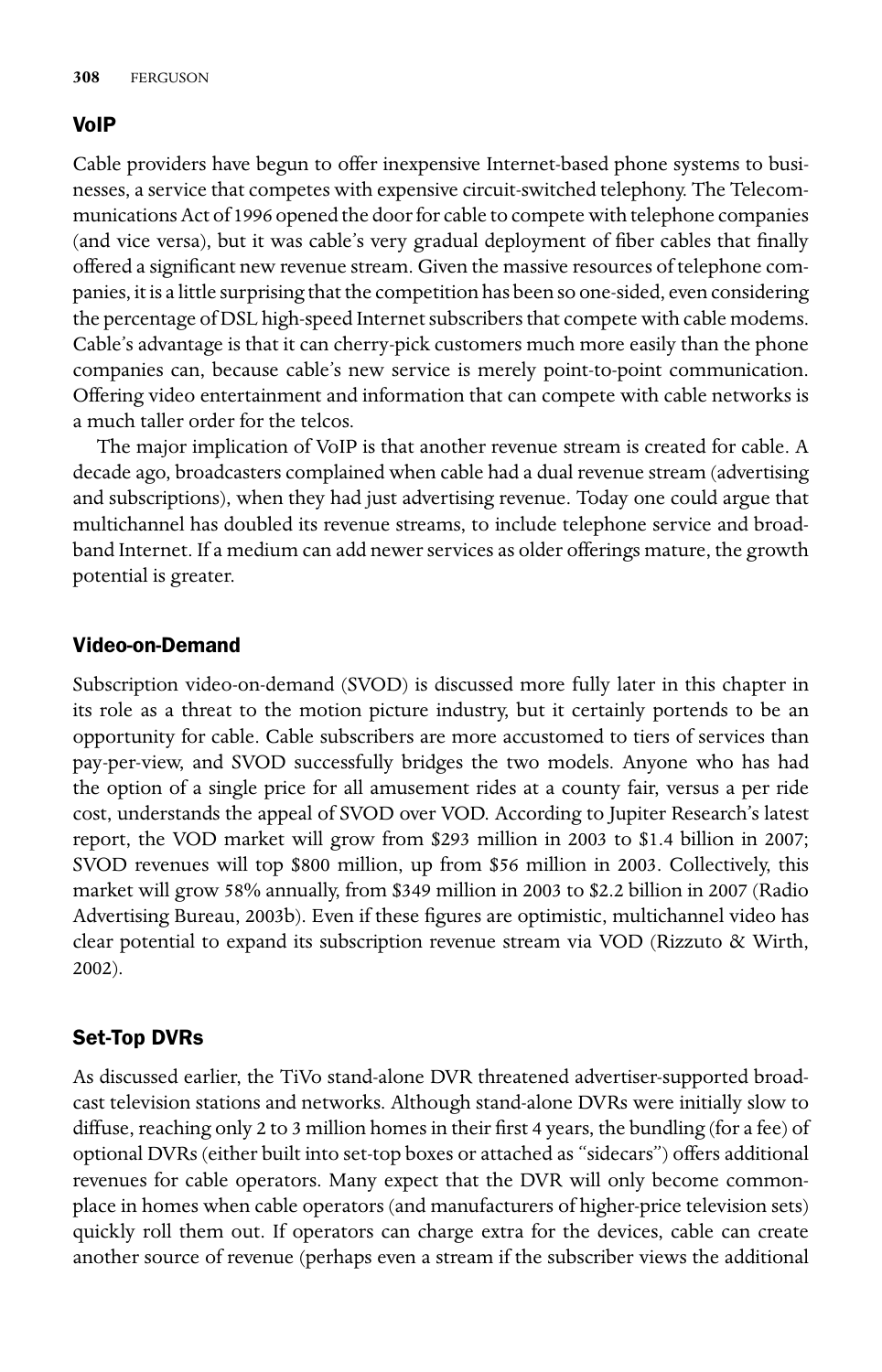## VoIP

Cable providers have begun to offer inexpensive Internet-based phone systems to businesses, a service that competes with expensive circuit-switched telephony. The Telecommunications Act of 1996 opened the door for cable to compete with telephone companies (and vice versa), but it was cable's very gradual deployment of fiber cables that finally offered a significant new revenue stream. Given the massive resources of telephone companies, it is a little surprising that the competition has been so one-sided, even considering the percentage of DSL high-speed Internet subscribers that compete with cable modems. Cable's advantage is that it can cherry-pick customers much more easily than the phone companies can, because cable's new service is merely point-to-point communication. Offering video entertainment and information that can compete with cable networks is a much taller order for the telcos.

The major implication of VoIP is that another revenue stream is created for cable. A decade ago, broadcasters complained when cable had a dual revenue stream (advertising and subscriptions), when they had just advertising revenue. Today one could argue that multichannel has doubled its revenue streams, to include telephone service and broadband Internet. If a medium can add newer services as older offerings mature, the growth potential is greater.

## Video-on-Demand

Subscription video-on-demand (SVOD) is discussed more fully later in this chapter in its role as a threat to the motion picture industry, but it certainly portends to be an opportunity for cable. Cable subscribers are more accustomed to tiers of services than pay-per-view, and SVOD successfully bridges the two models. Anyone who has had the option of a single price for all amusement rides at a county fair, versus a per ride cost, understands the appeal of SVOD over VOD. According to Jupiter Research's latest report, the VOD market will grow from $293 million in 2003 to $1.4 billion in 2007; SVOD revenues will top $800 million, up from $56 million in 2003. Collectively, this market will grow 58% annually, from $349 million in 2003 to $2.2 billion in 2007 (Radio Advertising Bureau, 2003b). Even if these figures are optimistic, multichannel video has clear potential to expand its subscription revenue stream via VOD (Rizzuto & Wirth, 2002).

## Set-Top DVRs

As discussed earlier, the TiVo stand-alone DVR threatened advertiser-supported broadcast television stations and networks. Although stand-alone DVRs were initially slow to diffuse, reaching only 2 to 3 million homes in their first 4 years, the bundling (for a fee) of optional DVRs (either built into set-top boxes or attached as "sidecars") offers additional revenues for cable operators. Many expect that the DVR will only become commonplace in homes when cable operators (and manufacturers of higher-price television sets) quickly roll them out. If operators can charge extra for the devices, cable can create another source of revenue (perhaps even a stream if the subscriber views the additional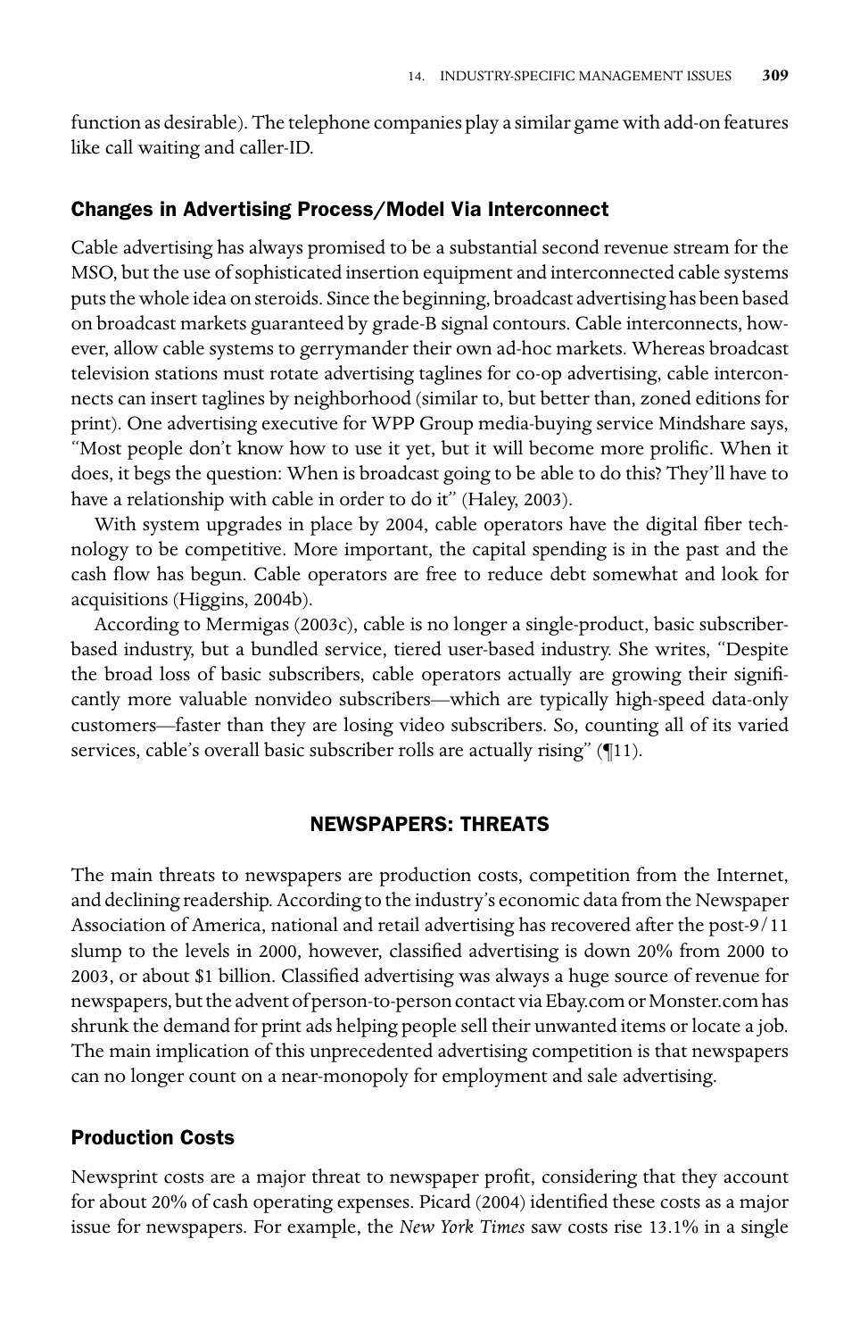function as desirable). The telephone companies play a similar game with add-on features like call waiting and caller-ID.

### Changes in Advertising Process/Model Via Interconnect

Cable advertising has always promised to be a substantial second revenue stream for the MSO, but the use of sophisticated insertion equipment and interconnected cable systems puts the whole idea on steroids. Since the beginning, broadcast advertising has been based on broadcast markets guaranteed by grade-B signal contours. Cable interconnects, however, allow cable systems to gerrymander their own ad-hoc markets. Whereas broadcast television stations must rotate advertising taglines for co-op advertising, cable interconnects can insert taglines by neighborhood (similar to, but better than, zoned editions for print). One advertising executive for WPP Group media-buying service Mindshare says, "Most people don't know how to use it yet, but it will become more prolific. When it does, it begs the question: When is broadcast going to be able to do this? They'll have to have a relationship with cable in order to do it" (Haley, 2003).

With system upgrades in place by 2004, cable operators have the digital fiber technology to be competitive. More important, the capital spending is in the past and the cash flow has begun. Cable operators are free to reduce debt somewhat and look for acquisitions (Higgins, 2004b).

According to Mermigas (2003c), cable is no longer a single-product, basic subscriber-based industry, but a bundled service, tiered user-based industry. She writes, "Despite the broad loss of basic subscribers, cable operators actually are growing their significantly more valuable nonvideo subscribers—which are typically high-speed data-only customers—faster than they are losing video subscribers. So, counting all of its varied services, cable's overall basic subscriber rolls are actually rising" (¶11).

## NEWSPAPERS: THREATS

The main threats to newspapers are production costs, competition from the Internet, and declining readership. According to the industry's economic data from the Newspaper Association of America, national and retail advertising has recovered after the post-9/11 slump to the levels in 2000, however, classified advertising is down 20% from 2000 to 2003, or about $1 billion. Classified advertising was always a huge source of revenue for newspapers, but the advent of person-to-person contact via Ebay.com or Monster.com has shrunk the demand for print ads helping people sell their unwanted items or locate a job. The main implication of this unprecedented advertising competition is that newspapers can no longer count on a near-monopoly for employment and sale advertising.

### Production Costs

Newsprint costs are a major threat to newspaper profit, considering that they account for about 20% of cash operating expenses. Picard (2004) identified these costs as a major issue for newspapers. For example, the *New York Times* saw costs rise 13.1% in a single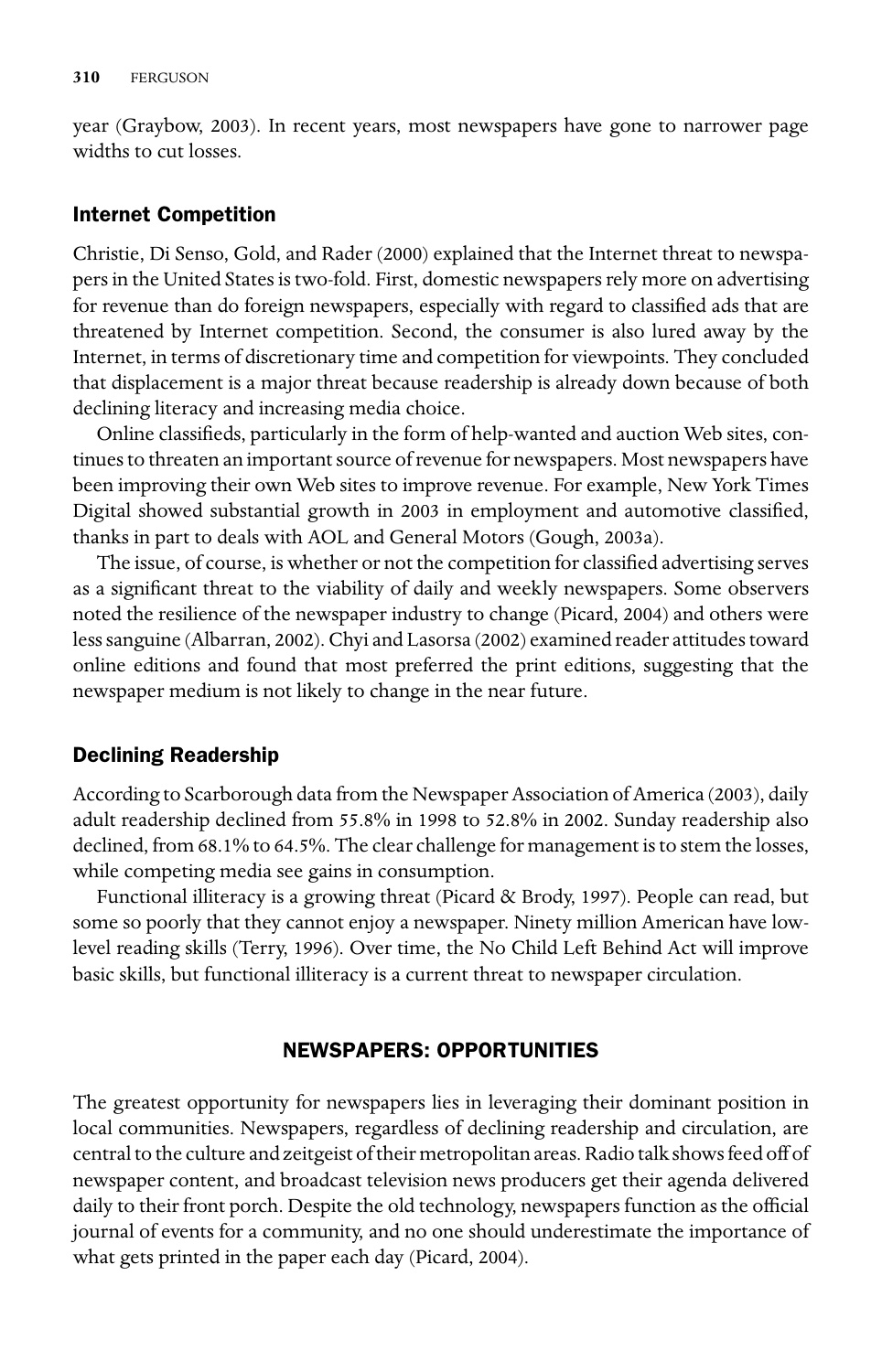year (Graybow, 2003). In recent years, most newspapers have gone to narrower page widths to cut losses.

### Internet Competition

Christie, Di Senso, Gold, and Rader (2000) explained that the Internet threat to newspapers in the United States is two-fold. First, domestic newspapers rely more on advertising for revenue than do foreign newspapers, especially with regard to classified ads that are threatened by Internet competition. Second, the consumer is also lured away by the Internet, in terms of discretionary time and competition for viewpoints. They concluded that displacement is a major threat because readership is already down because of both declining literacy and increasing media choice.

Online classifieds, particularly in the form of help-wanted and auction Web sites, continues to threaten an important source of revenue for newspapers. Most newspapers have been improving their own Web sites to improve revenue. For example, New York Times Digital showed substantial growth in 2003 in employment and automotive classified, thanks in part to deals with AOL and General Motors (Gough, 2003a).

The issue, of course, is whether or not the competition for classified advertising serves as a significant threat to the viability of daily and weekly newspapers. Some observers noted the resilience of the newspaper industry to change (Picard, 2004) and others were less sanguine (Albarran, 2002). Chyi and Lasorsa (2002) examined reader attitudes toward online editions and found that most preferred the print editions, suggesting that the newspaper medium is not likely to change in the near future.

### Declining Readership

According to Scarborough data from the Newspaper Association of America (2003), daily adult readership declined from 55.8% in 1998 to 52.8% in 2002. Sunday readership also declined, from 68.1% to 64.5%. The clear challenge for management is to stem the losses, while competing media see gains in consumption.

Functional illiteracy is a growing threat (Picard & Brody, 1997). People can read, but some so poorly that they cannot enjoy a newspaper. Ninety million American have low-level reading skills (Terry, 1996). Over time, the No Child Left Behind Act will improve basic skills, but functional illiteracy is a current threat to newspaper circulation.

## NEWSPAPERS: OPPORTUNITIES

The greatest opportunity for newspapers lies in leveraging their dominant position in local communities. Newspapers, regardless of declining readership and circulation, are central to the culture and zeitgeist of their metropolitan areas. Radio talk shows feed off of newspaper content, and broadcast television news producers get their agenda delivered daily to their front porch. Despite the old technology, newspapers function as the official journal of events for a community, and no one should underestimate the importance of what gets printed in the paper each day (Picard, 2004).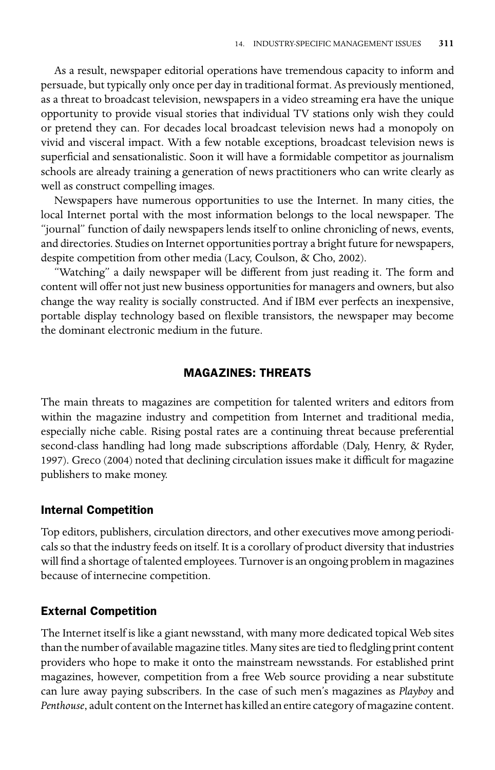As a result, newspaper editorial operations have tremendous capacity to inform and persuade, but typically only once per day in traditional format. As previously mentioned, as a threat to broadcast television, newspapers in a video streaming era have the unique opportunity to provide visual stories that individual TV stations only wish they could or pretend they can. For decades local broadcast television news had a monopoly on vivid and visceral impact. With a few notable exceptions, broadcast television news is superficial and sensationalistic. Soon it will have a formidable competitor as journalism schools are already training a generation of news practitioners who can write clearly as well as construct compelling images.

Newspapers have numerous opportunities to use the Internet. In many cities, the local Internet portal with the most information belongs to the local newspaper. The "journal" function of daily newspapers lends itself to online chronicling of news, events, and directories. Studies on Internet opportunities portray a bright future for newspapers, despite competition from other media (Lacy, Coulson, & Cho, 2002).

"Watching" a daily newspaper will be different from just reading it. The form and content will offer not just new business opportunities for managers and owners, but also change the way reality is socially constructed. And if IBM ever perfects an inexpensive, portable display technology based on flexible transistors, the newspaper may become the dominant electronic medium in the future.

## MAGAZINES: THREATS

The main threats to magazines are competition for talented writers and editors from within the magazine industry and competition from Internet and traditional media, especially niche cable. Rising postal rates are a continuing threat because preferential second-class handling had long made subscriptions affordable (Daly, Henry, & Ryder, 1997). Greco (2004) noted that declining circulation issues make it difficult for magazine publishers to make money.

### Internal Competition

Top editors, publishers, circulation directors, and other executives move among periodicals so that the industry feeds on itself. It is a corollary of product diversity that industries will find a shortage of talented employees. Turnover is an ongoing problem in magazines because of internecine competition.

### External Competition

The Internet itself is like a giant newsstand, with many more dedicated topical Web sites than the number of available magazine titles. Many sites are tied to fledgling print content providers who hope to make it onto the mainstream newsstands. For established print magazines, however, competition from a free Web source providing a near substitute can lure away paying subscribers. In the case of such men's magazines as *Playboy* and *Penthouse*, adult content on the Internet has killed an entire category of magazine content.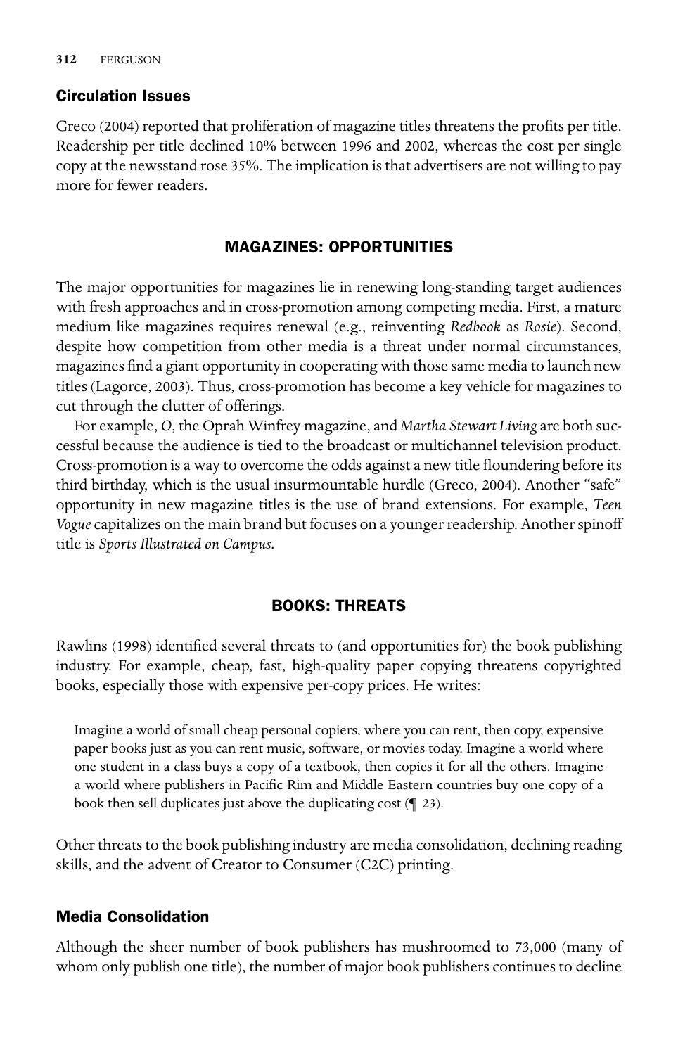### Circulation Issues

Greco (2004) reported that proliferation of magazine titles threatens the profits per title. Readership per title declined 10% between 1996 and 2002, whereas the cost per single copy at the newsstand rose 35%. The implication is that advertisers are not willing to pay more for fewer readers.

## MAGAZINES: OPPORTUNITIES

The major opportunities for magazines lie in renewing long-standing target audiences with fresh approaches and in cross-promotion among competing media. First, a mature medium like magazines requires renewal (e.g., reinventing *Redbook* as *Rosie*). Second, despite how competition from other media is a threat under normal circumstances, magazines find a giant opportunity in cooperating with those same media to launch new titles (Lagorce, 2003). Thus, cross-promotion has become a key vehicle for magazines to cut through the clutter of offerings.

For example, *O*, the Oprah Winfrey magazine, and *Martha Stewart Living* are both successful because the audience is tied to the broadcast or multichannel television product. Cross-promotion is a way to overcome the odds against a new title floundering before its third birthday, which is the usual insurmountable hurdle (Greco, 2004). Another "safe" opportunity in new magazine titles is the use of brand extensions. For example, *Teen Vogue* capitalizes on the main brand but focuses on a younger readership. Another spinoff title is *Sports Illustrated on Campus*.

## BOOKS: THREATS

Rawlins (1998) identified several threats to (and opportunities for) the book publishing industry. For example, cheap, fast, high-quality paper copying threatens copyrighted books, especially those with expensive per-copy prices. He writes:

> Imagine a world of small cheap personal copiers, where you can rent, then copy, expensive paper books just as you can rent music, software, or movies today. Imagine a world where one student in a class buys a copy of a textbook, then copies it for all the others. Imagine a world where publishers in Pacific Rim and Middle Eastern countries buy one copy of a book then sell duplicates just above the duplicating cost (¶ 23).

Other threats to the book publishing industry are media consolidation, declining reading skills, and the advent of Creator to Consumer (C2C) printing.

### Media Consolidation

Although the sheer number of book publishers has mushroomed to 73,000 (many of whom only publish one title), the number of major book publishers continues to decline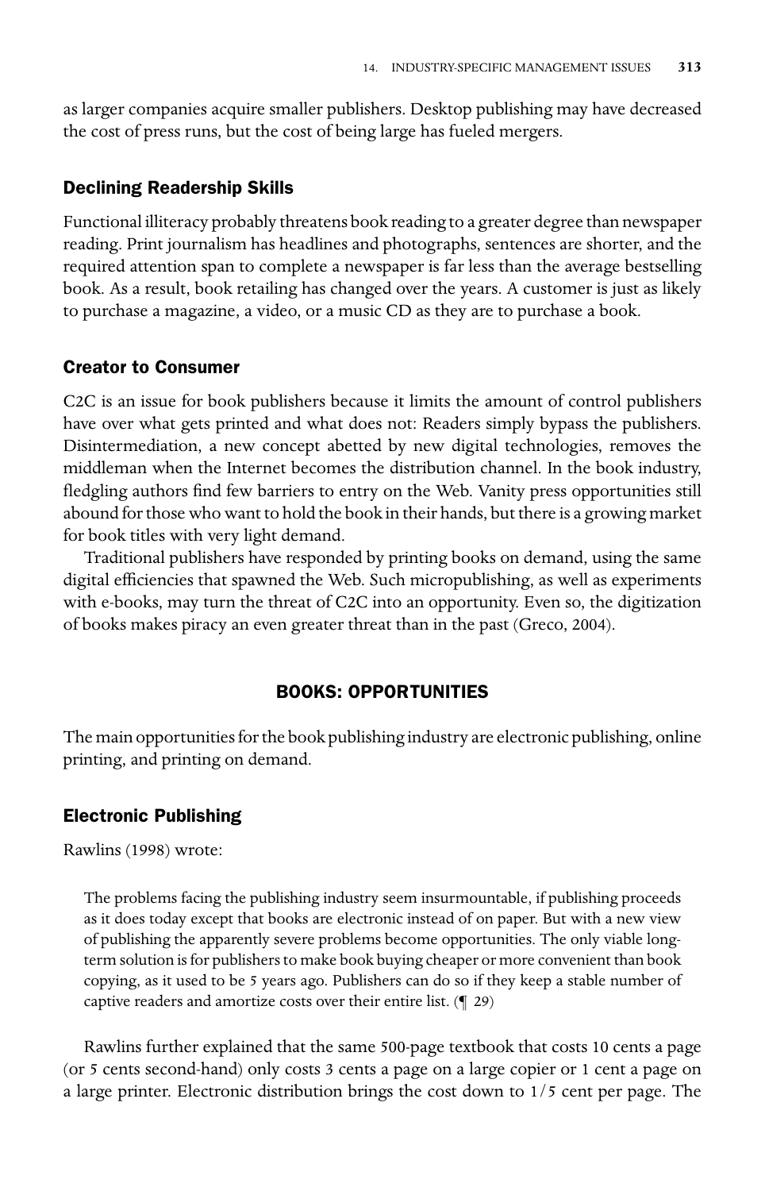as larger companies acquire smaller publishers. Desktop publishing may have decreased the cost of press runs, but the cost of being large has fueled mergers.

### Declining Readership Skills

Functional illiteracy probably threatens book reading to a greater degree than newspaper reading. Print journalism has headlines and photographs, sentences are shorter, and the required attention span to complete a newspaper is far less than the average bestselling book. As a result, book retailing has changed over the years. A customer is just as likely to purchase a magazine, a video, or a music CD as they are to purchase a book.

### Creator to Consumer

C2C is an issue for book publishers because it limits the amount of control publishers have over what gets printed and what does not: Readers simply bypass the publishers. Disintermediation, a new concept abetted by new digital technologies, removes the middleman when the Internet becomes the distribution channel. In the book industry, fledgling authors find few barriers to entry on the Web. Vanity press opportunities still abound for those who want to hold the book in their hands, but there is a growing market for book titles with very light demand.

Traditional publishers have responded by printing books on demand, using the same digital efficiencies that spawned the Web. Such micropublishing, as well as experiments with e-books, may turn the threat of C2C into an opportunity. Even so, the digitization of books makes piracy an even greater threat than in the past (Greco, 2004).

## BOOKS: OPPORTUNITIES

The main opportunities for the book publishing industry are electronic publishing, online printing, and printing on demand.

### Electronic Publishing

Rawlins (1998) wrote:

> The problems facing the publishing industry seem insurmountable, if publishing proceeds as it does today except that books are electronic instead of on paper. But with a new view of publishing the apparently severe problems become opportunities. The only viable long-term solution is for publishers to make book buying cheaper or more convenient than book copying, as it used to be 5 years ago. Publishers can do so if they keep a stable number of captive readers and amortize costs over their entire list. (¶ 29)

Rawlins further explained that the same 500-page textbook that costs 10 cents a page (or 5 cents second-hand) only costs 3 cents a page on a large copier or 1 cent a page on a large printer. Electronic distribution brings the cost down to 1/5 cent per page. The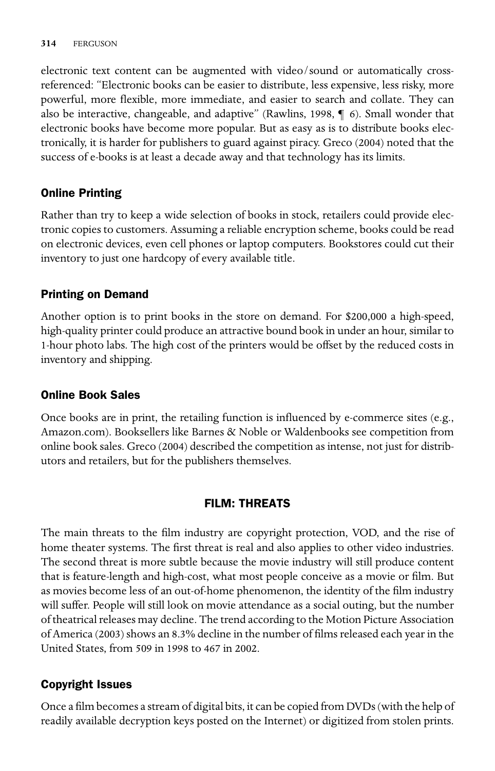electronic text content can be augmented with video/sound or automatically cross-referenced: "Electronic books can be easier to distribute, less expensive, less risky, more powerful, more flexible, more immediate, and easier to search and collate. They can also be interactive, changeable, and adaptive" (Rawlins, 1998, ¶ 6). Small wonder that electronic books have become more popular. But as easy as is to distribute books electronically, it is harder for publishers to guard against piracy. Greco (2004) noted that the success of e-books is at least a decade away and that technology has its limits.

### Online Printing

Rather than try to keep a wide selection of books in stock, retailers could provide electronic copies to customers. Assuming a reliable encryption scheme, books could be read on electronic devices, even cell phones or laptop computers. Bookstores could cut their inventory to just one hardcopy of every available title.

### Printing on Demand

Another option is to print books in the store on demand. For $200,000 a high-speed, high-quality printer could produce an attractive bound book in under an hour, similar to 1-hour photo labs. The high cost of the printers would be offset by the reduced costs in inventory and shipping.

### Online Book Sales

Once books are in print, the retailing function is influenced by e-commerce sites (e.g., Amazon.com). Booksellers like Barnes & Noble or Waldenbooks see competition from online book sales. Greco (2004) described the competition as intense, not just for distributors and retailers, but for the publishers themselves.

## FILM: THREATS

The main threats to the film industry are copyright protection, VOD, and the rise of home theater systems. The first threat is real and also applies to other video industries. The second threat is more subtle because the movie industry will still produce content that is feature-length and high-cost, what most people conceive as a movie or film. But as movies become less of an out-of-home phenomenon, the identity of the film industry will suffer. People will still look on movie attendance as a social outing, but the number of theatrical releases may decline. The trend according to the Motion Picture Association of America (2003) shows an 8.3% decline in the number of films released each year in the United States, from 509 in 1998 to 467 in 2002.

### Copyright Issues

Once a film becomes a stream of digital bits, it can be copied from DVDs (with the help of readily available decryption keys posted on the Internet) or digitized from stolen prints.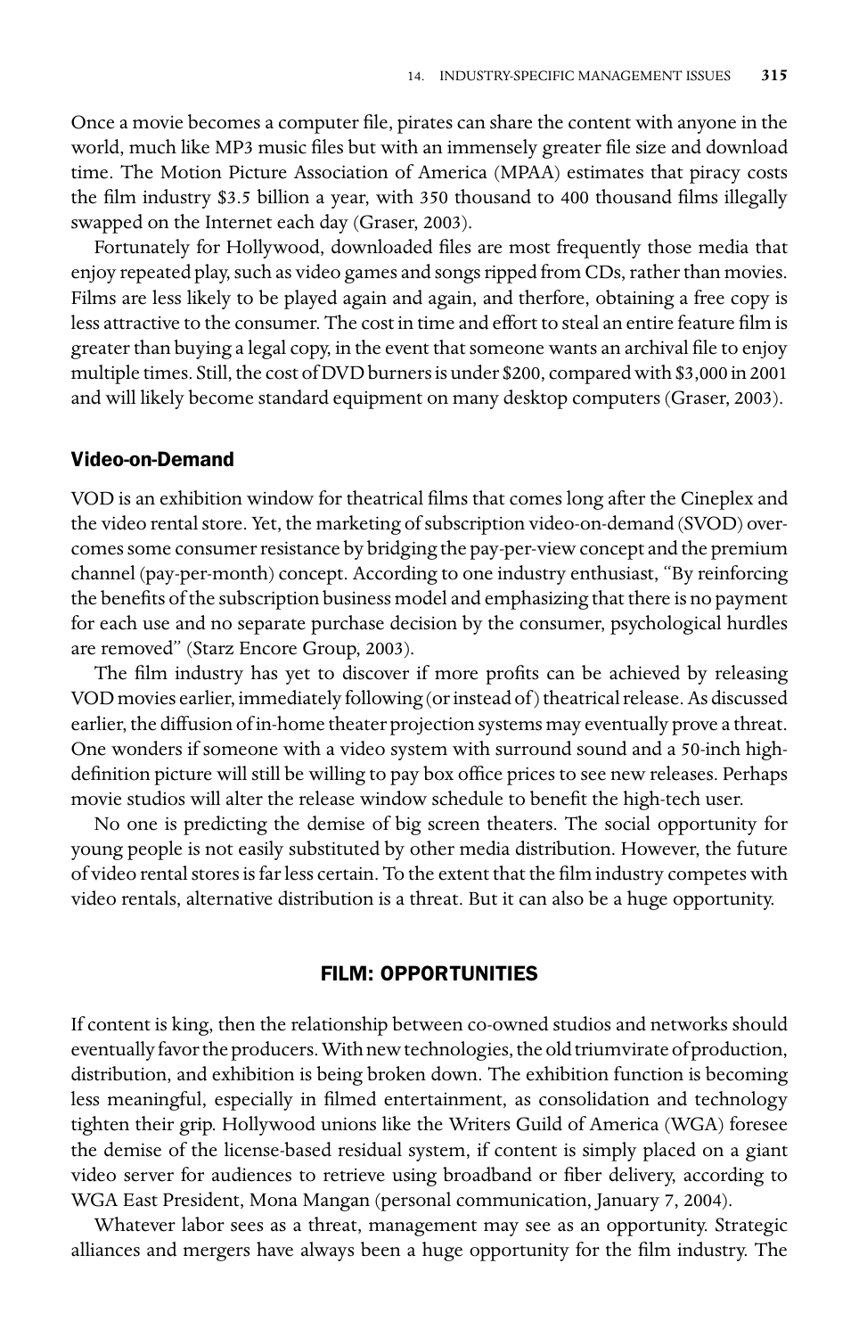Once a movie becomes a computer file, pirates can share the content with anyone in the world, much like MP3 music files but with an immensely greater file size and download time. The Motion Picture Association of America (MPAA) estimates that piracy costs the film industry $3.5 billion a year, with 350 thousand to 400 thousand films illegally swapped on the Internet each day (Graser, 2003).

Fortunately for Hollywood, downloaded files are most frequently those media that enjoy repeated play, such as video games and songs ripped from CDs, rather than movies. Films are less likely to be played again and again, and therfore, obtaining a free copy is less attractive to the consumer. The cost in time and effort to steal an entire feature film is greater than buying a legal copy, in the event that someone wants an archival file to enjoy multiple times. Still, the cost of DVD burners is under $200, compared with $3,000 in 2001 and will likely become standard equipment on many desktop computers (Graser, 2003).

### Video-on-Demand

VOD is an exhibition window for theatrical films that comes long after the Cineplex and the video rental store. Yet, the marketing of subscription video-on-demand (SVOD) overcomes some consumer resistance by bridging the pay-per-view concept and the premium channel (pay-per-month) concept. According to one industry enthusiast, "By reinforcing the benefits of the subscription business model and emphasizing that there is no payment for each use and no separate purchase decision by the consumer, psychological hurdles are removed" (Starz Encore Group, 2003).

The film industry has yet to discover if more profits can be achieved by releasing VOD movies earlier, immediately following (or instead of) theatrical release. As discussed earlier, the diffusion of in-home theater projection systems may eventually prove a threat. One wonders if someone with a video system with surround sound and a 50-inch high-definition picture will still be willing to pay box office prices to see new releases. Perhaps movie studios will alter the release window schedule to benefit the high-tech user.

No one is predicting the demise of big screen theaters. The social opportunity for young people is not easily substituted by other media distribution. However, the future of video rental stores is far less certain. To the extent that the film industry competes with video rentals, alternative distribution is a threat. But it can also be a huge opportunity.

## FILM: OPPORTUNITIES

If content is king, then the relationship between co-owned studios and networks should eventually favor the producers. With new technologies, the old triumvirate of production, distribution, and exhibition is being broken down. The exhibition function is becoming less meaningful, especially in filmed entertainment, as consolidation and technology tighten their grip. Hollywood unions like the Writers Guild of America (WGA) foresee the demise of the license-based residual system, if content is simply placed on a giant video server for audiences to retrieve using broadband or fiber delivery, according to WGA East President, Mona Mangan (personal communication, January 7, 2004).

Whatever labor sees as a threat, management may see as an opportunity. Strategic alliances and mergers have always been a huge opportunity for the film industry. The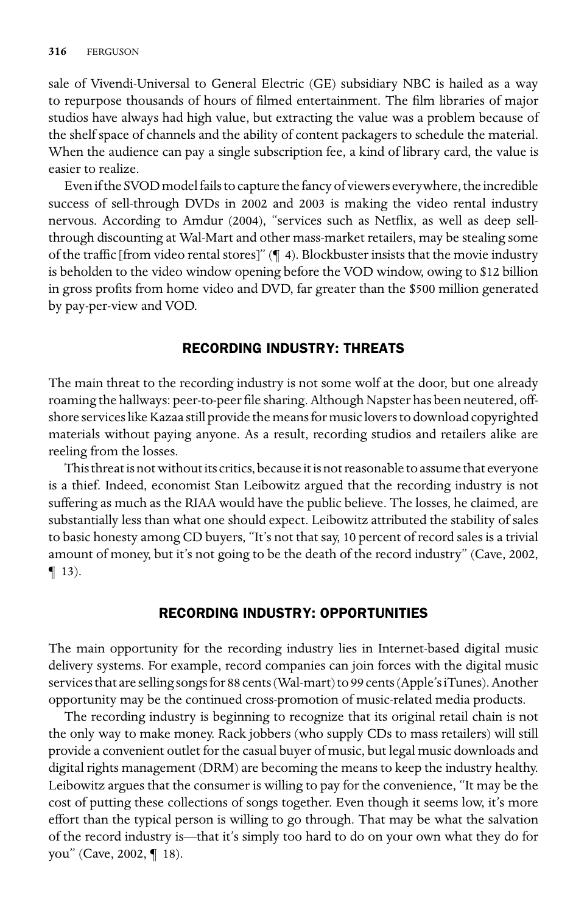sale of Vivendi-Universal to General Electric (GE) subsidiary NBC is hailed as a way to repurpose thousands of hours of filmed entertainment. The film libraries of major studios have always had high value, but extracting the value was a problem because of the shelf space of channels and the ability of content packagers to schedule the material. When the audience can pay a single subscription fee, a kind of library card, the value is easier to realize.

Even if the SVOD model fails to capture the fancy of viewers everywhere, the incredible success of sell-through DVDs in 2002 and 2003 is making the video rental industry nervous. According to Amdur (2004), "services such as Netflix, as well as deep sell-through discounting at Wal-Mart and other mass-market retailers, may be stealing some of the traffic [from video rental stores]" (¶ 4). Blockbuster insists that the movie industry is beholden to the video window opening before the VOD window, owing to $12 billion in gross profits from home video and DVD, far greater than the $500 million generated by pay-per-view and VOD.

## RECORDING INDUSTRY: THREATS

The main threat to the recording industry is not some wolf at the door, but one already roaming the hallways: peer-to-peer file sharing. Although Napster has been neutered, off-shore services like Kazaa still provide the means for music lovers to download copyrighted materials without paying anyone. As a result, recording studios and retailers alike are reeling from the losses.

This threat is not without its critics, because it is not reasonable to assume that everyone is a thief. Indeed, economist Stan Leibowitz argued that the recording industry is not suffering as much as the RIAA would have the public believe. The losses, he claimed, are substantially less than what one should expect. Leibowitz attributed the stability of sales to basic honesty among CD buyers, "It's not that say, 10 percent of record sales is a trivial amount of money, but it's not going to be the death of the record industry" (Cave, 2002, ¶ 13).

## RECORDING INDUSTRY: OPPORTUNITIES

The main opportunity for the recording industry lies in Internet-based digital music delivery systems. For example, record companies can join forces with the digital music services that are selling songs for 88 cents (Wal-mart) to 99 cents (Apple's iTunes). Another opportunity may be the continued cross-promotion of music-related media products.

The recording industry is beginning to recognize that its original retail chain is not the only way to make money. Rack jobbers (who supply CDs to mass retailers) will still provide a convenient outlet for the casual buyer of music, but legal music downloads and digital rights management (DRM) are becoming the means to keep the industry healthy. Leibowitz argues that the consumer is willing to pay for the convenience, "It may be the cost of putting these collections of songs together. Even though it seems low, it's more effort than the typical person is willing to go through. That may be what the salvation of the record industry is—that it's simply too hard to do on your own what they do for you" (Cave, 2002, ¶ 18).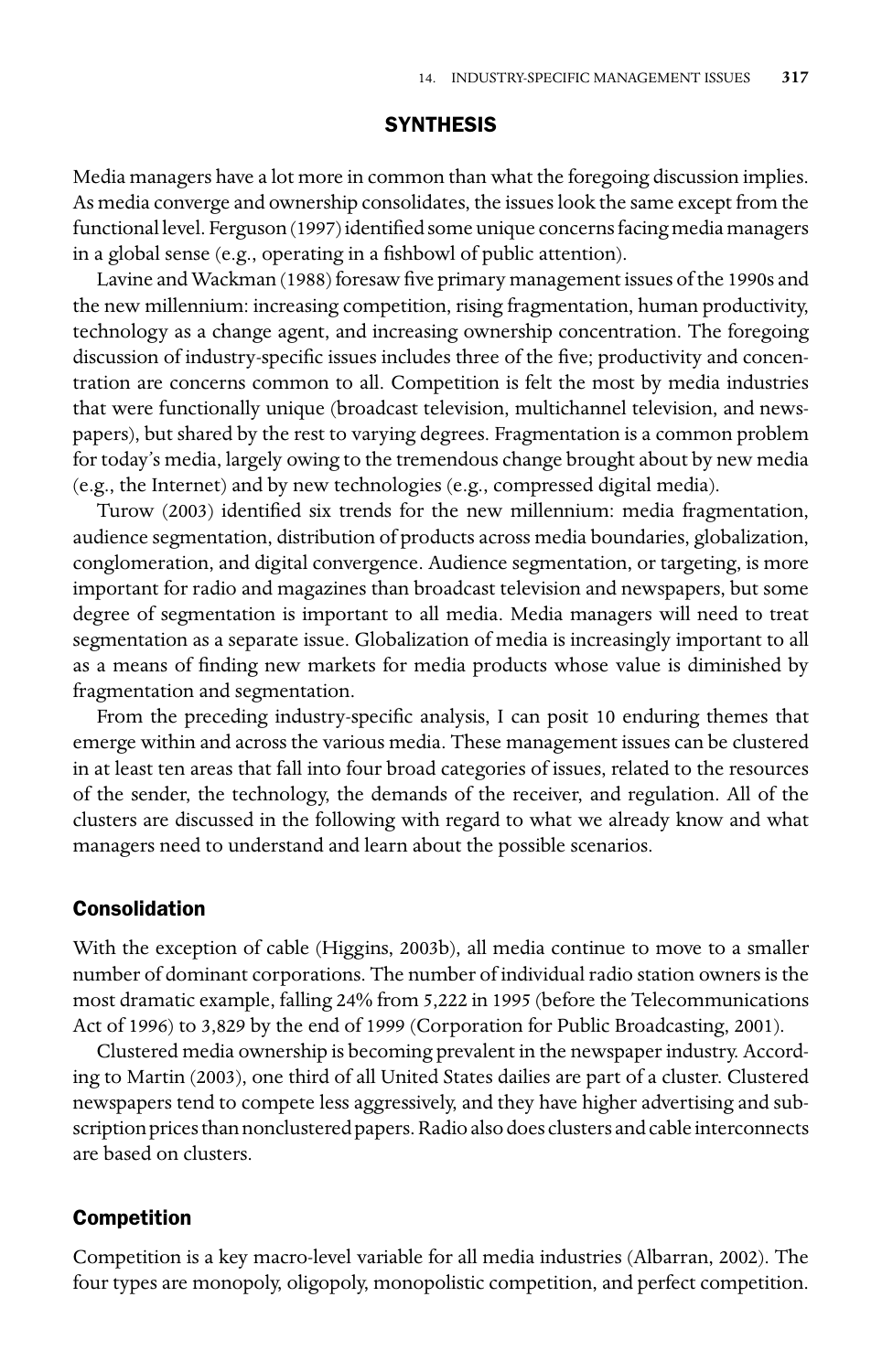## SYNTHESIS

Media managers have a lot more in common than what the foregoing discussion implies. As media converge and ownership consolidates, the issues look the same except from the functional level. Ferguson (1997) identified some unique concerns facing media managers in a global sense (e.g., operating in a fishbowl of public attention).

Lavine and Wackman (1988) foresaw five primary management issues of the 1990s and the new millennium: increasing competition, rising fragmentation, human productivity, technology as a change agent, and increasing ownership concentration. The foregoing discussion of industry-specific issues includes three of the five; productivity and concentration are concerns common to all. Competition is felt the most by media industries that were functionally unique (broadcast television, multichannel television, and newspapers), but shared by the rest to varying degrees. Fragmentation is a common problem for today's media, largely owing to the tremendous change brought about by new media (e.g., the Internet) and by new technologies (e.g., compressed digital media).

Turow (2003) identified six trends for the new millennium: media fragmentation, audience segmentation, distribution of products across media boundaries, globalization, conglomeration, and digital convergence. Audience segmentation, or targeting, is more important for radio and magazines than broadcast television and newspapers, but some degree of segmentation is important to all media. Media managers will need to treat segmentation as a separate issue. Globalization of media is increasingly important to all as a means of finding new markets for media products whose value is diminished by fragmentation and segmentation.

From the preceding industry-specific analysis, I can posit 10 enduring themes that emerge within and across the various media. These management issues can be clustered in at least ten areas that fall into four broad categories of issues, related to the resources of the sender, the technology, the demands of the receiver, and regulation. All of the clusters are discussed in the following with regard to what we already know and what managers need to understand and learn about the possible scenarios.

### Consolidation

With the exception of cable (Higgins, 2003b), all media continue to move to a smaller number of dominant corporations. The number of individual radio station owners is the most dramatic example, falling 24% from 5,222 in 1995 (before the Telecommunications Act of 1996) to 3,829 by the end of 1999 (Corporation for Public Broadcasting, 2001).

Clustered media ownership is becoming prevalent in the newspaper industry. According to Martin (2003), one third of all United States dailies are part of a cluster. Clustered newspapers tend to compete less aggressively, and they have higher advertising and subscription prices than nonclustered papers. Radio also does clusters and cable interconnects are based on clusters.

### Competition

Competition is a key macro-level variable for all media industries (Albarran, 2002). The four types are monopoly, oligopoly, monopolistic competition, and perfect competition.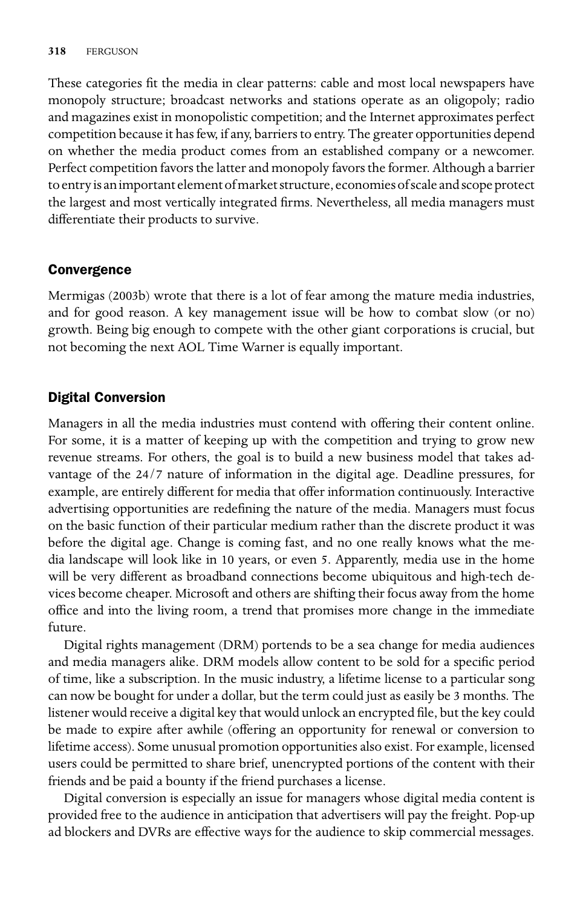These categories fit the media in clear patterns: cable and most local newspapers have monopoly structure; broadcast networks and stations operate as an oligopoly; radio and magazines exist in monopolistic competition; and the Internet approximates perfect competition because it has few, if any, barriers to entry. The greater opportunities depend on whether the media product comes from an established company or a newcomer. Perfect competition favors the latter and monopoly favors the former. Although a barrier to entry is an important element of market structure, economies of scale and scope protect the largest and most vertically integrated firms. Nevertheless, all media managers must differentiate their products to survive.

### Convergence

Mermigas (2003b) wrote that there is a lot of fear among the mature media industries, and for good reason. A key management issue will be how to combat slow (or no) growth. Being big enough to compete with the other giant corporations is crucial, but not becoming the next AOL Time Warner is equally important.

### Digital Conversion

Managers in all the media industries must contend with offering their content online. For some, it is a matter of keeping up with the competition and trying to grow new revenue streams. For others, the goal is to build a new business model that takes advantage of the 24/7 nature of information in the digital age. Deadline pressures, for example, are entirely different for media that offer information continuously. Interactive advertising opportunities are redefining the nature of the media. Managers must focus on the basic function of their particular medium rather than the discrete product it was before the digital age. Change is coming fast, and no one really knows what the media landscape will look like in 10 years, or even 5. Apparently, media use in the home will be very different as broadband connections become ubiquitous and high-tech devices become cheaper. Microsoft and others are shifting their focus away from the home office and into the living room, a trend that promises more change in the immediate future.

Digital rights management (DRM) portends to be a sea change for media audiences and media managers alike. DRM models allow content to be sold for a specific period of time, like a subscription. In the music industry, a lifetime license to a particular song can now be bought for under a dollar, but the term could just as easily be 3 months. The listener would receive a digital key that would unlock an encrypted file, but the key could be made to expire after awhile (offering an opportunity for renewal or conversion to lifetime access). Some unusual promotion opportunities also exist. For example, licensed users could be permitted to share brief, unencrypted portions of the content with their friends and be paid a bounty if the friend purchases a license.

Digital conversion is especially an issue for managers whose digital media content is provided free to the audience in anticipation that advertisers will pay the freight. Pop-up ad blockers and DVRs are effective ways for the audience to skip commercial messages.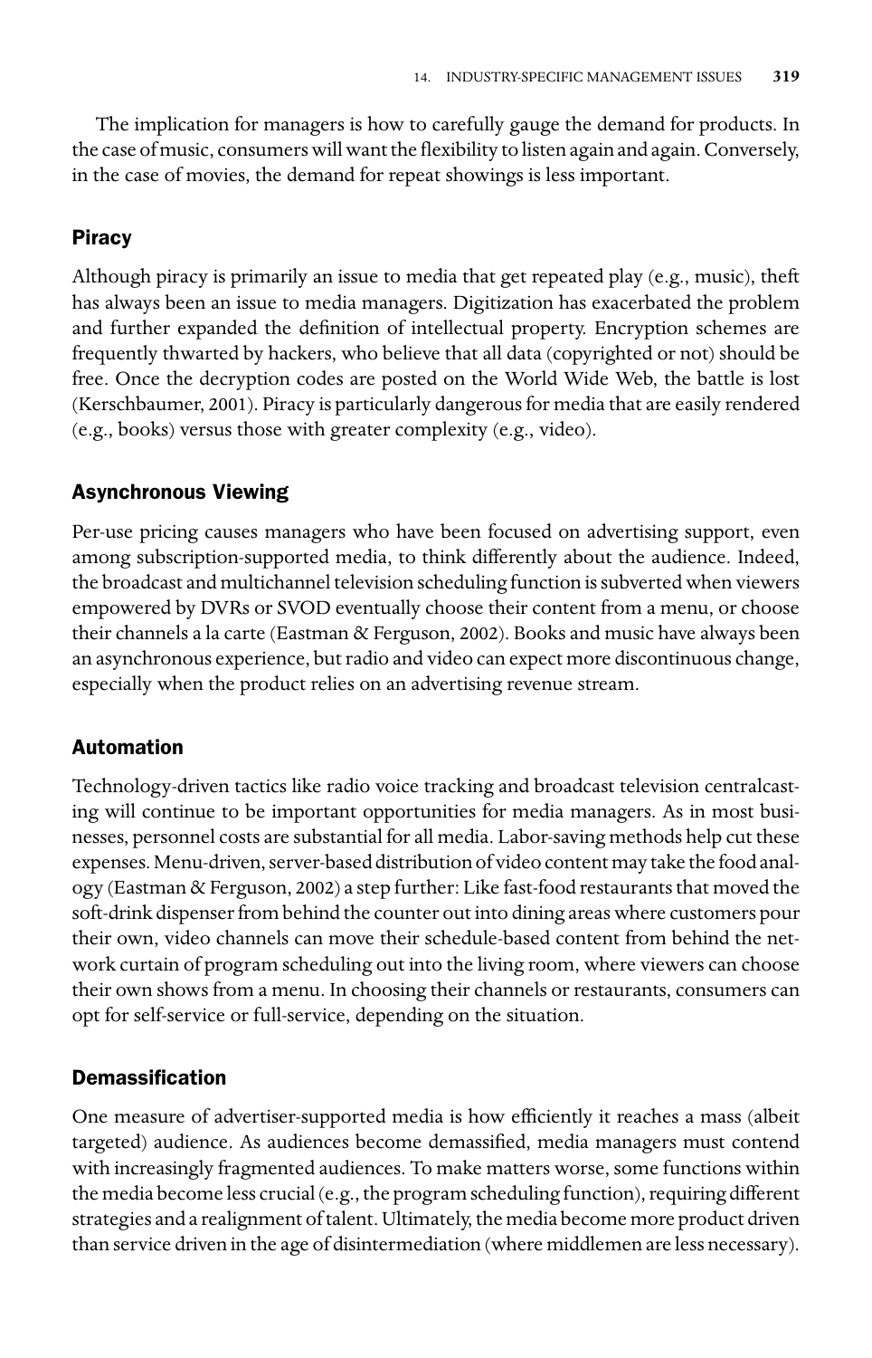The implication for managers is how to carefully gauge the demand for products. In the case of music, consumers will want the flexibility to listen again and again. Conversely, in the case of movies, the demand for repeat showings is less important.

### Piracy

Although piracy is primarily an issue to media that get repeated play (e.g., music), theft has always been an issue to media managers. Digitization has exacerbated the problem and further expanded the definition of intellectual property. Encryption schemes are frequently thwarted by hackers, who believe that all data (copyrighted or not) should be free. Once the decryption codes are posted on the World Wide Web, the battle is lost (Kerschbaumer, 2001). Piracy is particularly dangerous for media that are easily rendered (e.g., books) versus those with greater complexity (e.g., video).

### Asynchronous Viewing

Per-use pricing causes managers who have been focused on advertising support, even among subscription-supported media, to think differently about the audience. Indeed, the broadcast and multichannel television scheduling function is subverted when viewers empowered by DVRs or SVOD eventually choose their content from a menu, or choose their channels a la carte (Eastman & Ferguson, 2002). Books and music have always been an asynchronous experience, but radio and video can expect more discontinuous change, especially when the product relies on an advertising revenue stream.

### Automation

Technology-driven tactics like radio voice tracking and broadcast television centralcasting will continue to be important opportunities for media managers. As in most businesses, personnel costs are substantial for all media. Labor-saving methods help cut these expenses. Menu-driven, server-based distribution of video content may take the food analogy (Eastman & Ferguson, 2002) a step further: Like fast-food restaurants that moved the soft-drink dispenser from behind the counter out into dining areas where customers pour their own, video channels can move their schedule-based content from behind the network curtain of program scheduling out into the living room, where viewers can choose their own shows from a menu. In choosing their channels or restaurants, consumers can opt for self-service or full-service, depending on the situation.

### Demassification

One measure of advertiser-supported media is how efficiently it reaches a mass (albeit targeted) audience. As audiences become demassified, media managers must contend with increasingly fragmented audiences. To make matters worse, some functions within the media become less crucial (e.g., the program scheduling function), requiring different strategies and a realignment of talent. Ultimately, the media become more product driven than service driven in the age of disintermediation (where middlemen are less necessary).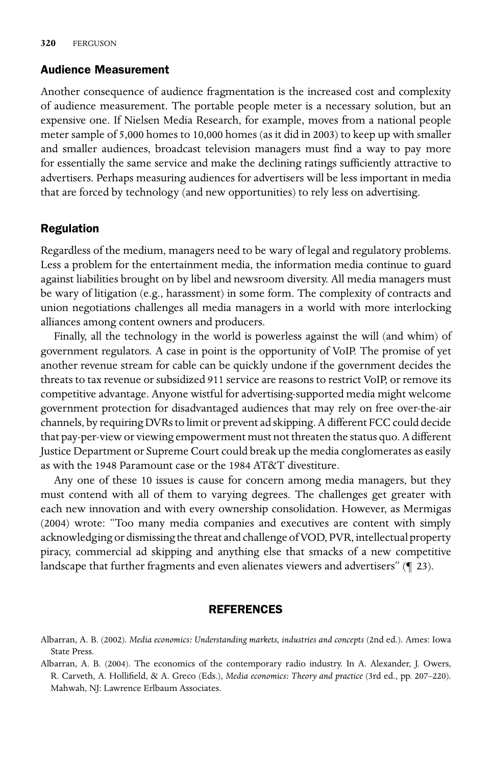## Audience Measurement

Another consequence of audience fragmentation is the increased cost and complexity of audience measurement. The portable people meter is a necessary solution, but an expensive one. If Nielsen Media Research, for example, moves from a national people meter sample of 5,000 homes to 10,000 homes (as it did in 2003) to keep up with smaller and smaller audiences, broadcast television managers must find a way to pay more for essentially the same service and make the declining ratings sufficiently attractive to advertisers. Perhaps measuring audiences for advertisers will be less important in media that are forced by technology (and new opportunities) to rely less on advertising.

## Regulation

Regardless of the medium, managers need to be wary of legal and regulatory problems. Less a problem for the entertainment media, the information media continue to guard against liabilities brought on by libel and newsroom diversity. All media managers must be wary of litigation (e.g., harassment) in some form. The complexity of contracts and union negotiations challenges all media managers in a world with more interlocking alliances among content owners and producers.

Finally, all the technology in the world is powerless against the will (and whim) of government regulators. A case in point is the opportunity of VoIP. The promise of yet another revenue stream for cable can be quickly undone if the government decides the threats to tax revenue or subsidized 911 service are reasons to restrict VoIP, or remove its competitive advantage. Anyone wistful for advertising-supported media might welcome government protection for disadvantaged audiences that may rely on free over-the-air channels, by requiring DVRs to limit or prevent ad skipping. A different FCC could decide that pay-per-view or viewing empowerment must not threaten the status quo. A different Justice Department or Supreme Court could break up the media conglomerates as easily as with the 1948 Paramount case or the 1984 AT&T divestiture.

Any one of these 10 issues is cause for concern among media managers, but they must contend with all of them to varying degrees. The challenges get greater with each new innovation and with every ownership consolidation. However, as Mermigas (2004) wrote: "Too many media companies and executives are content with simply acknowledging or dismissing the threat and challenge of VOD, PVR, intellectual property piracy, commercial ad skipping and anything else that smacks of a new competitive landscape that further fragments and even alienates viewers and advertisers" (¶ 23).

## REFERENCES

Albarran, A. B. (2002). *Media economics: Understanding markets, industries and concepts* (2nd ed.). Ames: Iowa State Press.

Albarran, A. B. (2004). The economics of the contemporary radio industry. In A. Alexander, J. Owers, R. Carveth, A. Hollifield, & A. Greco (Eds.), *Media economics: Theory and practice* (3rd ed., pp. 207–220). Mahwah, NJ: Lawrence Erlbaum Associates.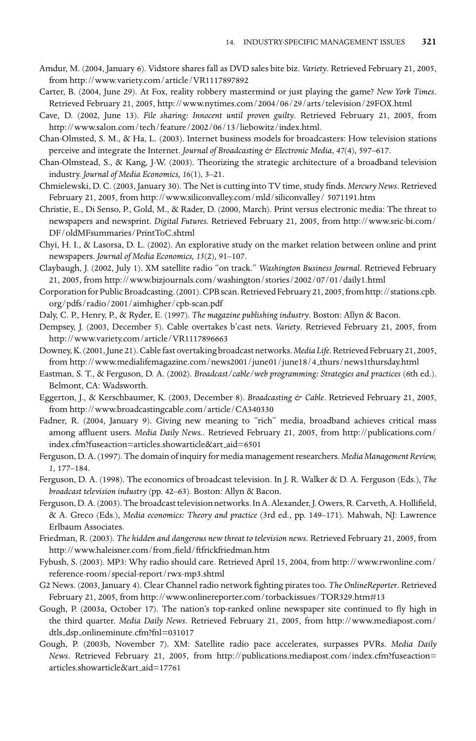Amdur, M. (2004, January 6). Vidstore shares fall as DVD sales bite biz. *Variety*. Retrieved February 21, 2005, from http://www.variety.com/article/VR1117897892

Carter, B. (2004, June 29). At Fox, reality robbery mastermind or just playing the game? *New York Times*. Retrieved February 21, 2005, http://www.nytimes.com/2004/06/29/arts/television/29FOX.html

Cave, D. (2002, June 13). *File sharing: Innocent until proven guilty*. Retrieved February 21, 2005, from http://www.salon.com/tech/feature/2002/06/13/liebowitz/index.html.

Chan-Olmsted, S. M., & Ha, L. (2003). Internet business models for broadcasters: How television stations perceive and integrate the Internet. *Journal of Broadcasting & Electronic Media, 47*(4), 597–617.

Chan-Olmstead, S., & Kang, J-W. (2003). Theorizing the strategic architecture of a broadband television industry. *Journal of Media Economics, 16*(1), 3–21.

Chmielewski, D. C. (2003, January 30). The Net is cutting into TV time, study finds. *Mercury News*. Retrieved February 21, 2005, from http://www.siliconvalley.com/mld/siliconvalley/ 5071191.htm

Christie, E., Di Senso, P., Gold, M., & Rader, D. (2000, March). Print versus electronic media: The threat to newspapers and newsprint. *Digital Futures*. Retrieved February 21, 2005, from http://www.sric-bi.com/DF/oldMFsummaries/PrintToC.shtml

Chyi, H. I., & Lasorsa, D. L. (2002). An explorative study on the market relation between online and print newspapers. *Journal of Media Economics, 15*(2), 91–107.

Claybaugh, J. (2002, July 1). XM satellite radio "on track." *Washington Business Journal*. Retrieved February 21, 2005, from http://www.bizjournals.com/washington/stories/2002/07/01/daily1.html

Corporation for Public Broadcasting. (2001). CPB scan. Retrieved February 21, 2005, from http://stations.cpb.org/pdfs/radio/2001/aimhigher/cpb-scan.pdf

Daly, C. P., Henry, P., & Ryder, E. (1997). *The magazine publishing industry*. Boston: Allyn & Bacon.

Dempsey, J. (2003, December 5). Cable overtakes b'cast nets. *Variety*. Retrieved February 21, 2005, from http://www.variety.com/article/VR1117896663

Downey, K. (2001, June 21). Cable fast overtaking broadcast networks. *Media Life*. Retrieved February 21, 2005, from http://www.medialifemagazine.com/news2001/june01/june18/4_thurs/news1thursday.html

Eastman, S. T., & Ferguson, D. A. (2002). *Broadcast/cable/web programming: Strategies and practices* (6th ed.). Belmont, CA: Wadsworth.

Eggerton, J., & Kerschbaumer, K. (2003, December 8). *Broadcasting & Cable*. Retrieved February 21, 2005, from http://www.broadcastingcable.com/article/CA340330

Fadner, R. (2004, January 9). Giving new meaning to "rich" media, broadband achieves critical mass among affluent users. *Media Daily News.*. Retrieved February 21, 2005, from http://publications.com/index.cfm?fuseaction=articles.showarticle&art_aid=6501

Ferguson, D. A. (1997). The domain of inquiry for media management researchers. *Media Management Review, 1*, 177–184.

Ferguson, D. A. (1998). The economics of broadcast television. In J. R. Walker & D. A. Ferguson (Eds.), *The broadcast television industry* (pp. 42–63). Boston: Allyn & Bacon.

Ferguson, D. A. (2003). The broadcast television networks. In A. Alexander, J. Owers, R. Carveth, A. Hollifield, & A. Greco (Eds.), *Media economics: Theory and practice* (3rd ed., pp. 149–171). Mahwah, NJ: Lawrence Erlbaum Associates.

Friedman, R. (2003). *The hidden and dangerous new threat to television news*. Retrieved February 21, 2005, from http://www.haleisner.com/from_field/ftfrickfriedman.htm

Fybush, S. (2003). MP3: Why radio should care. Retrieved April 15, 2004, from http://www.rwonline.com/reference-room/special-report/rwx-mp3.shtml

G2 News. (2003, January 4). Clear Channel radio network fighting pirates too. *The OnlineReporter*. Retrieved February 21, 2005, from http://www.onlinereporter.com/torbackissues/TOR329.htm#13

Gough, P. (2003a, October 17). The nation's top-ranked online newspaper site continued to fly high in the third quarter. *Media Daily News*. Retrieved February 21, 2005, from http://www.mediapost.com/dtls_dsp_onlineminute.cfm?fnl=031017

Gough, P. (2003b, November 7). XM: Satellite radio pace accelerates, surpasses PVRs. *Media Daily News*. Retrieved February 21, 2005, from http://publications.mediapost.com/index.cfm?fuseaction=articles.showarticle&art_aid=17761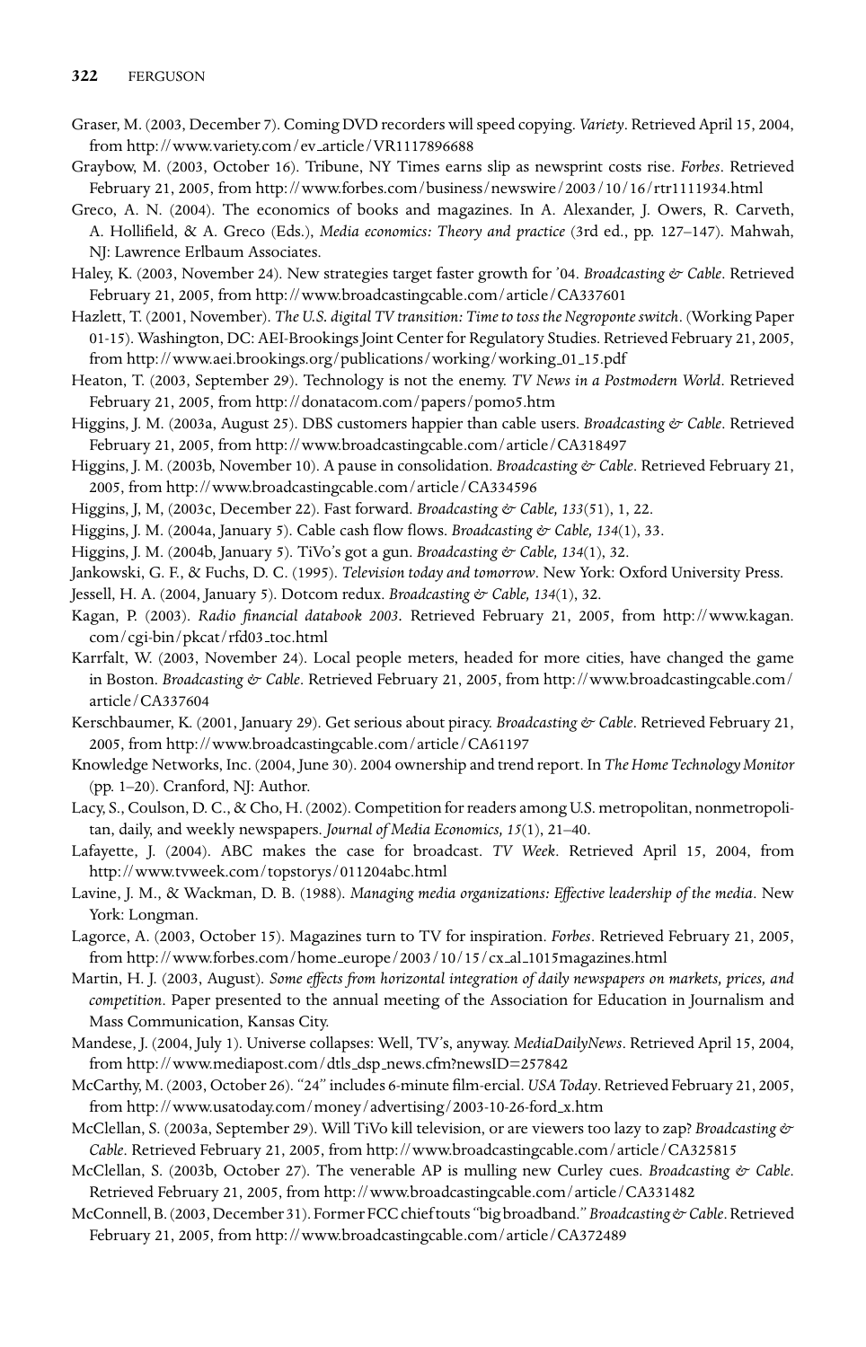Graser, M. (2003, December 7). Coming DVD recorders will speed copying. *Variety*. Retrieved April 15, 2004, from http://www.variety.com/ev_article/VR1117896688

Graybow, M. (2003, October 16). Tribune, NY Times earns slip as newsprint costs rise. *Forbes*. Retrieved February 21, 2005, from http://www.forbes.com/business/newswire/2003/10/16/rtr1111934.html

Greco, A. N. (2004). The economics of books and magazines. In A. Alexander, J. Owers, R. Carveth, A. Hollifield, & A. Greco (Eds.), *Media economics: Theory and practice* (3rd ed., pp. 127–147). Mahwah, NJ: Lawrence Erlbaum Associates.

Haley, K. (2003, November 24). New strategies target faster growth for '04. *Broadcasting & Cable*. Retrieved February 21, 2005, from http://www.broadcastingcable.com/article/CA337601

Hazlett, T. (2001, November). *The U.S. digital TV transition: Time to toss the Negroponte switch*. (Working Paper 01-15). Washington, DC: AEI-Brookings Joint Center for Regulatory Studies. Retrieved February 21, 2005, from http://www.aei.brookings.org/publications/working/working_01_15.pdf

Heaton, T. (2003, September 29). Technology is not the enemy. *TV News in a Postmodern World*. Retrieved February 21, 2005, from http://donatacom.com/papers/pomo5.htm

Higgins, J. M. (2003a, August 25). DBS customers happier than cable users. *Broadcasting & Cable*. Retrieved February 21, 2005, from http://www.broadcastingcable.com/article/CA318497

Higgins, J. M. (2003b, November 10). A pause in consolidation. *Broadcasting & Cable*. Retrieved February 21, 2005, from http://www.broadcastingcable.com/article/CA334596

Higgins, J, M, (2003c, December 22). Fast forward. *Broadcasting & Cable, 133*(51), 1, 22.

Higgins, J. M. (2004a, January 5). Cable cash flow flows. *Broadcasting & Cable, 134*(1), 33.

Higgins, J. M. (2004b, January 5). TiVo's got a gun. *Broadcasting & Cable, 134*(1), 32.

Jankowski, G. F., & Fuchs, D. C. (1995). *Television today and tomorrow*. New York: Oxford University Press.

Jessell, H. A. (2004, January 5). Dotcom redux. *Broadcasting & Cable, 134*(1), 32.

Kagan, P. (2003). *Radio financial databook 2003*. Retrieved February 21, 2005, from http://www.kagan.com/cgi-bin/pkcat/rfd03_toc.html

Karrfalt, W. (2003, November 24). Local people meters, headed for more cities, have changed the game in Boston. *Broadcasting & Cable*. Retrieved February 21, 2005, from http://www.broadcastingcable.com/article/CA337604

Kerschbaumer, K. (2001, January 29). Get serious about piracy. *Broadcasting & Cable*. Retrieved February 21, 2005, from http://www.broadcastingcable.com/article/CA61197

Knowledge Networks, Inc. (2004, June 30). 2004 ownership and trend report. In *The Home Technology Monitor* (pp. 1–20). Cranford, NJ: Author.

Lacy, S., Coulson, D. C., & Cho, H. (2002). Competition for readers among U.S. metropolitan, nonmetropolitan, daily, and weekly newspapers. *Journal of Media Economics, 15*(1), 21–40.

Lafayette, J. (2004). ABC makes the case for broadcast. *TV Week*. Retrieved April 15, 2004, from http://www.tvweek.com/topstorys/011204abc.html

Lavine, J. M., & Wackman, D. B. (1988). *Managing media organizations: Effective leadership of the media*. New York: Longman.

Lagorce, A. (2003, October 15). Magazines turn to TV for inspiration. *Forbes*. Retrieved February 21, 2005, from http://www.forbes.com/home_europe/2003/10/15/cx_al_1015magazines.html

Martin, H. J. (2003, August). *Some effects from horizontal integration of daily newspapers on markets, prices, and competition*. Paper presented to the annual meeting of the Association for Education in Journalism and Mass Communication, Kansas City.

Mandese, J. (2004, July 1). Universe collapses: Well, TV's, anyway. *MediaDailyNews*. Retrieved April 15, 2004, from http://www.mediapost.com/dtls_dsp_news.cfm?newsID=257842

McCarthy, M. (2003, October 26). "24" includes 6-minute film-ercial. *USA Today*. Retrieved February 21, 2005, from http://www.usatoday.com/money/advertising/2003-10-26-ford_x.htm

McClellan, S. (2003a, September 29). Will TiVo kill television, or are viewers too lazy to zap? *Broadcasting & Cable*. Retrieved February 21, 2005, from http://www.broadcastingcable.com/article/CA325815

McClellan, S. (2003b, October 27). The venerable AP is mulling new Curley cues. *Broadcasting & Cable*. Retrieved February 21, 2005, from http://www.broadcastingcable.com/article/CA331482

McConnell, B. (2003, December 31). Former FCC chief touts "big broadband." *Broadcasting & Cable*. Retrieved February 21, 2005, from http://www.broadcastingcable.com/article/CA372489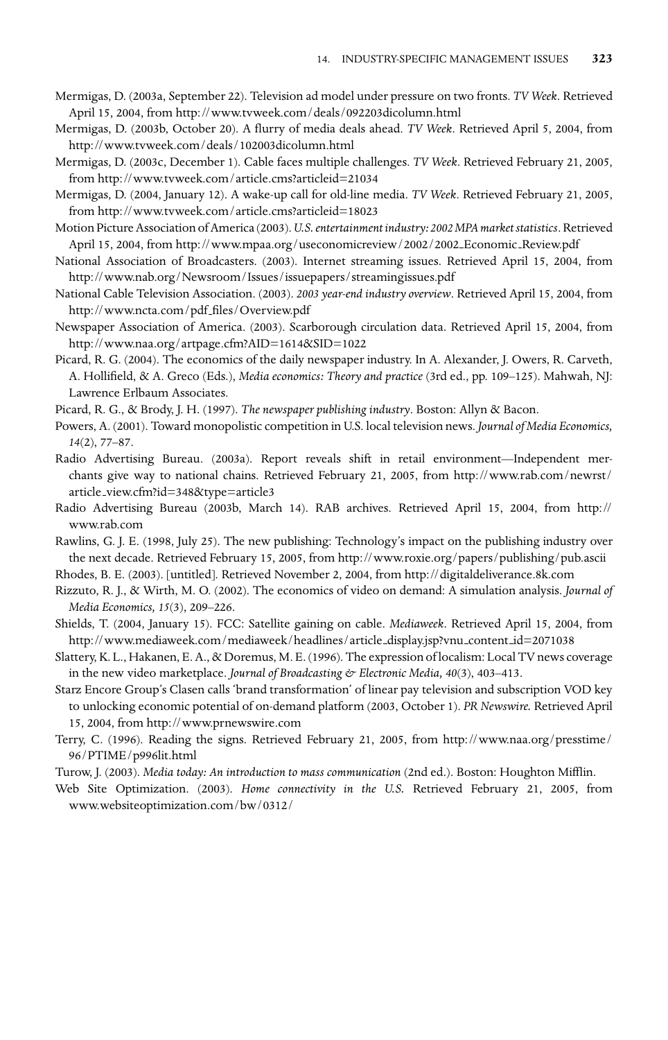Mermigas, D. (2003a, September 22). Television ad model under pressure on two fronts. *TV Week*. Retrieved April 15, 2004, from http://www.tvweek.com/deals/092203dicolumn.html

Mermigas, D. (2003b, October 20). A flurry of media deals ahead. *TV Week*. Retrieved April 5, 2004, from http://www.tvweek.com/deals/102003dicolumn.html

Mermigas, D. (2003c, December 1). Cable faces multiple challenges. *TV Week*. Retrieved February 21, 2005, from http://www.tvweek.com/article.cms?articleid=21034

Mermigas, D. (2004, January 12). A wake-up call for old-line media. *TV Week*. Retrieved February 21, 2005, from http://www.tvweek.com/article.cms?articleid=18023

Motion Picture Association of America (2003). *U.S. entertainment industry: 2002 MPA market statistics*. Retrieved April 15, 2004, from http://www.mpaa.org/useconomicreview/2002/2002_Economic_Review.pdf

National Association of Broadcasters. (2003). Internet streaming issues. Retrieved April 15, 2004, from http://www.nab.org/Newsroom/Issues/issuepapers/streamingissues.pdf

National Cable Television Association. (2003). *2003 year-end industry overview*. Retrieved April 15, 2004, from http://www.ncta.com/pdf_files/Overview.pdf

Newspaper Association of America. (2003). Scarborough circulation data. Retrieved April 15, 2004, from http://www.naa.org/artpage.cfm?AID=1614&SID=1022

Picard, R. G. (2004). The economics of the daily newspaper industry. In A. Alexander, J. Owers, R. Carveth, A. Hollifield, & A. Greco (Eds.), *Media economics: Theory and practice* (3rd ed., pp. 109–125). Mahwah, NJ: Lawrence Erlbaum Associates.

Picard, R. G., & Brody, J. H. (1997). *The newspaper publishing industry*. Boston: Allyn & Bacon.

Powers, A. (2001). Toward monopolistic competition in U.S. local television news. *Journal of Media Economics, 14*(2), 77–87.

Radio Advertising Bureau. (2003a). Report reveals shift in retail environment—Independent merchants give way to national chains. Retrieved February 21, 2005, from http://www.rab.com/newrst/article_view.cfm?id=348&type=article3

Radio Advertising Bureau (2003b, March 14). RAB archives. Retrieved April 15, 2004, from http://www.rab.com

Rawlins, G. J. E. (1998, July 25). The new publishing: Technology's impact on the publishing industry over the next decade. Retrieved February 15, 2005, from http://www.roxie.org/papers/publishing/pub.ascii

Rhodes, B. E. (2003). [untitled]. Retrieved November 2, 2004, from http://digitaldeliverance.8k.com

Rizzuto, R. J., & Wirth, M. O. (2002). The economics of video on demand: A simulation analysis. *Journal of Media Economics, 15*(3), 209–226.

Shields, T. (2004, January 15). FCC: Satellite gaining on cable. *Mediaweek*. Retrieved April 15, 2004, from http://www.mediaweek.com/mediaweek/headlines/article_display.jsp?vnu_content_id=2071038

Slattery, K. L., Hakanen, E. A., & Doremus, M. E. (1996). The expression of localism: Local TV news coverage in the new video marketplace. *Journal of Broadcasting & Electronic Media, 40*(3), 403–413.

Starz Encore Group's Clasen calls 'brand transformation' of linear pay television and subscription VOD key to unlocking economic potential of on-demand platform (2003, October 1). *PR Newswire.* Retrieved April 15, 2004, from http://www.prnewswire.com

Terry, C. (1996). Reading the signs. Retrieved February 21, 2005, from http://www.naa.org/presstime/96/PTIME/p996lit.html

Turow, J. (2003). *Media today: An introduction to mass communication* (2nd ed.). Boston: Houghton Mifflin.

Web Site Optimization. (2003). *Home connectivity in the U.S.* Retrieved February 21, 2005, from www.websiteoptimization.com/bw/0312/